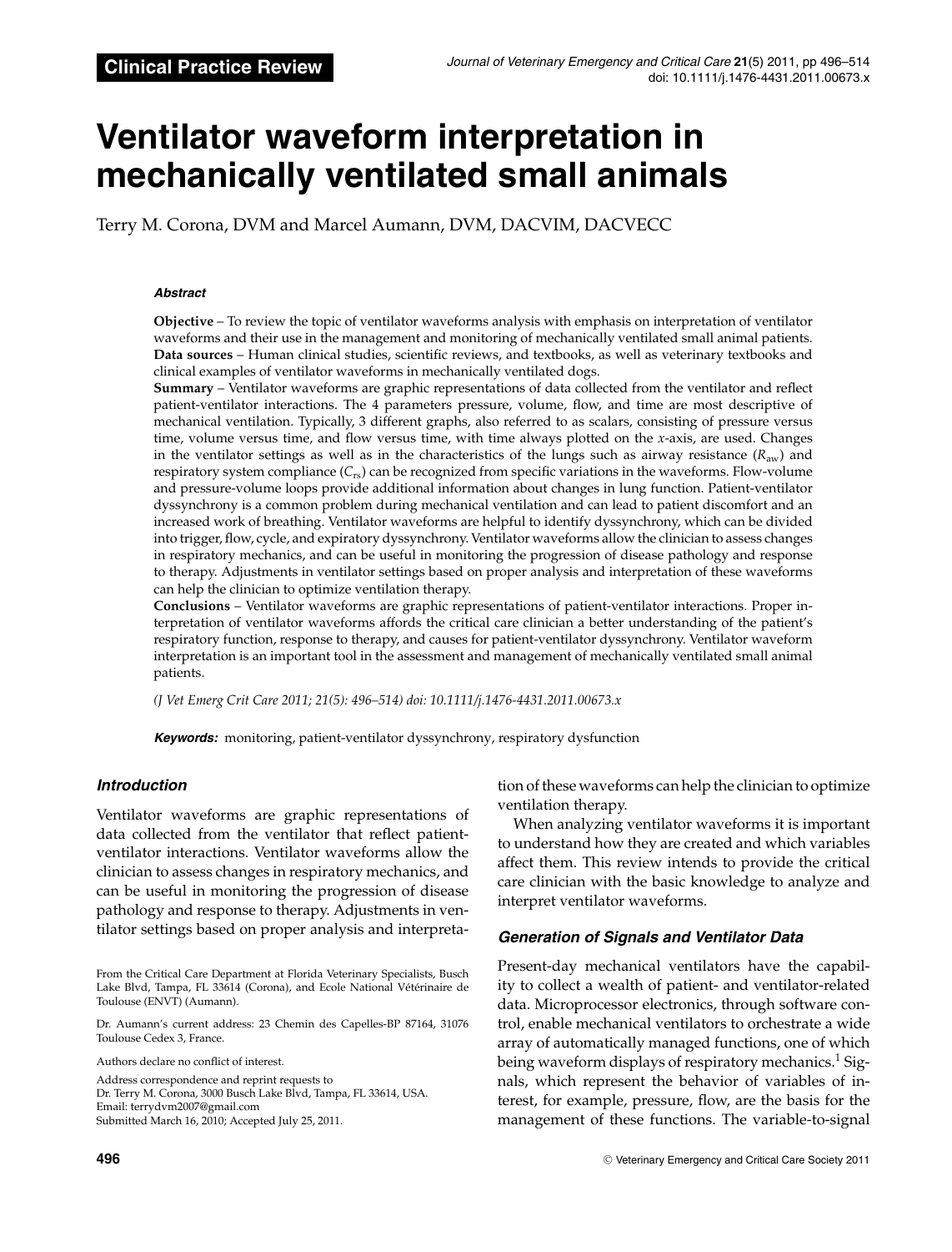**Clinical Practice Review**

# Ventilator waveform interpretation in mechanically ventilated small animals

Terry M. Corona, DVM and Marcel Aumann, DVM, DACVIM, DACVECC

### Abstract

**Objective** – To review the topic of ventilator waveforms analysis with emphasis on interpretation of ventilator waveforms and their use in the management and monitoring of mechanically ventilated small animal patients.

**Data sources** – Human clinical studies, scientific reviews, and textbooks, as well as veterinary textbooks and clinical examples of ventilator waveforms in mechanically ventilated dogs.

**Summary** – Ventilator waveforms are graphic representations of data collected from the ventilator and reflect patient-ventilator interactions. The 4 parameters pressure, volume, flow, and time are most descriptive of mechanical ventilation. Typically, 3 different graphs, also referred to as scalars, consisting of pressure versus time, volume versus time, and flow versus time, with time always plotted on the *x*-axis, are used. Changes in the ventilator settings as well as in the characteristics of the lungs such as airway resistance ($R_{aw}$) and respiratory system compliance ($C_{rs}$) can be recognized from specific variations in the waveforms. Flow-volume and pressure-volume loops provide additional information about changes in lung function. Patient-ventilator dyssynchrony is a common problem during mechanical ventilation and can lead to patient discomfort and an increased work of breathing. Ventilator waveforms are helpful to identify dyssynchrony, which can be divided into trigger, flow, cycle, and expiratory dyssynchrony. Ventilator waveforms allow the clinician to assess changes in respiratory mechanics, and can be useful in monitoring the progression of disease pathology and response to therapy. Adjustments in ventilator settings based on proper analysis and interpretation of these waveforms can help the clinician to optimize ventilation therapy.

**Conclusions** – Ventilator waveforms are graphic representations of patient-ventilator interactions. Proper interpretation of ventilator waveforms affords the critical care clinician a better understanding of the patient's respiratory function, response to therapy, and causes for patient-ventilator dyssynchrony. Ventilator waveform interpretation is an important tool in the assessment and management of mechanically ventilated small animal patients.

*(J Vet Emerg Crit Care 2011; 21(5): 496–514) doi: 10.1111/j.1476-4431.2011.00673.x*

***Keywords:*** monitoring, patient-ventilator dyssynchrony, respiratory dysfunction

## Introduction

Ventilator waveforms are graphic representations of data collected from the ventilator that reflect patient-ventilator interactions. Ventilator waveforms allow the clinician to assess changes in respiratory mechanics, and can be useful in monitoring the progression of disease pathology and response to therapy. Adjustments in ventilator settings based on proper analysis and interpretation of these waveforms can help the clinician to optimize ventilation therapy.

When analyzing ventilator waveforms it is important to understand how they are created and which variables affect them. This review intends to provide the critical care clinician with the basic knowledge to analyze and interpret ventilator waveforms.

## Generation of Signals and Ventilator Data

Present-day mechanical ventilators have the capability to collect a wealth of patient- and ventilator-related data. Microprocessor electronics, through software control, enable mechanical ventilators to orchestrate a wide array of automatically managed functions, one of which being waveform displays of respiratory mechanics.[1] Signals, which represent the behavior of variables of interest, for example, pressure, flow, are the basis for the management of these functions. The variable-to-signal

From the Critical Care Department at Florida Veterinary Specialists, Busch Lake Blvd, Tampa, FL 33614 (Corona), and Ecole National Vétérinaire de Toulouse (ENVT) (Aumann).

Dr. Aumann's current address: 23 Chemin des Capelles-BP 87164, 31076 Toulouse Cedex 3, France.

Authors declare no conflict of interest.

Address correspondence and reprint requests to
Dr. Terry M. Corona, 3000 Busch Lake Blvd, Tampa, FL 33614, USA.
Email: terrydvm2007@gmail.com
Submitted March 16, 2010; Accepted July 25, 2011.

© Veterinary Emergency and Critical Care Society 2011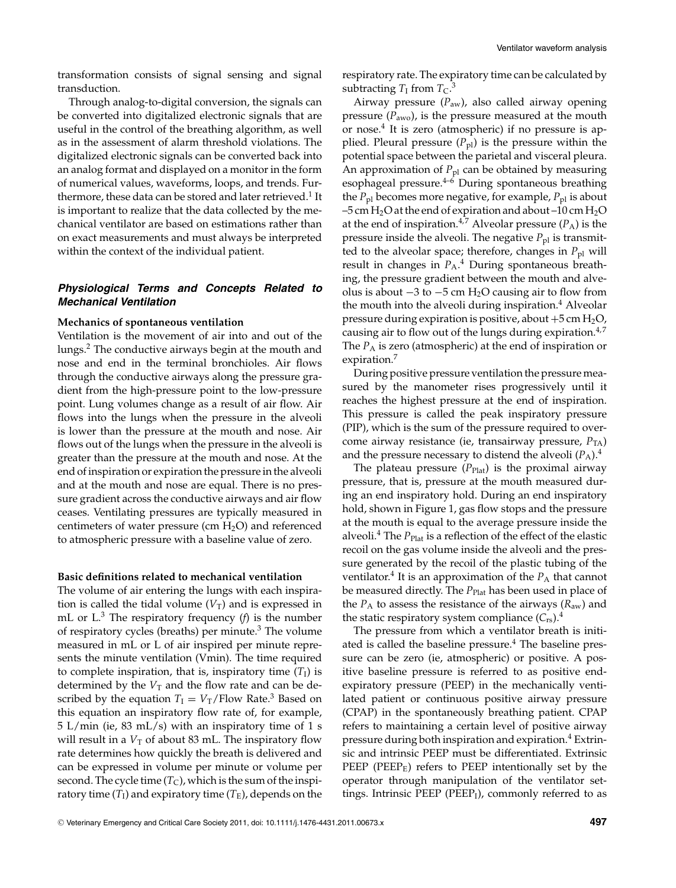transformation consists of signal sensing and signal transduction.

Through analog-to-digital conversion, the signals can be converted into digitalized electronic signals that are useful in the control of the breathing algorithm, as well as in the assessment of alarm threshold violations. The digitalized electronic signals can be converted back into an analog format and displayed on a monitor in the form of numerical values, waveforms, loops, and trends. Furthermore, these data can be stored and later retrieved.[1] It is important to realize that the data collected by the mechanical ventilator are based on estimations rather than on exact measurements and must always be interpreted within the context of the individual patient.

### *Physiological Terms and Concepts Related to Mechanical Ventilation*

#### Mechanics of spontaneous ventilation

Ventilation is the movement of air into and out of the lungs.[2] The conductive airways begin at the mouth and nose and end in the terminal bronchioles. Air flows through the conductive airways along the pressure gradient from the high-pressure point to the low-pressure point. Lung volumes change as a result of air flow. Air flows into the lungs when the pressure in the alveoli is lower than the pressure at the mouth and nose. Air flows out of the lungs when the pressure in the alveoli is greater than the pressure at the mouth and nose. At the end of inspiration or expiration the pressure in the alveoli and at the mouth and nose are equal. There is no pressure gradient across the conductive airways and air flow ceases. Ventilating pressures are typically measured in centimeters of water pressure (cm $H_2O$) and referenced to atmospheric pressure with a baseline value of zero.

#### Basic definitions related to mechanical ventilation

The volume of air entering the lungs with each inspiration is called the tidal volume ($V_T$) and is expressed in mL or L.[3] The respiratory frequency ($f$) is the number of respiratory cycles (breaths) per minute.[3] The volume measured in mL or L of air inspired per minute represents the minute ventilation (Vmin). The time required to complete inspiration, that is, inspiratory time ($T_I$) is determined by the $V_T$ and the flow rate and can be described by the equation $T_I = V_T$/Flow Rate.[3] Based on this equation an inspiratory flow rate of, for example, 5 L/min (ie, 83 mL/s) with an inspiratory time of 1 s will result in a $V_T$ of about 83 mL. The inspiratory flow rate determines how quickly the breath is delivered and can be expressed in volume per minute or volume per second. The cycle time ($T_C$), which is the sum of the inspiratory time ($T_I$) and expiratory time ($T_E$), depends on the respiratory rate. The expiratory time can be calculated by subtracting $T_I$ from $T_C$.[3]

Airway pressure ($P_{aw}$), also called airway opening pressure ($P_{awo}$), is the pressure measured at the mouth or nose.[4] It is zero (atmospheric) if no pressure is applied. Pleural pressure ($P_{pl}$) is the pressure within the potential space between the parietal and visceral pleura. An approximation of $P_{pl}$ can be obtained by measuring esophageal pressure.[4–6] During spontaneous breathing the $P_{pl}$ becomes more negative, for example, $P_{pl}$ is about –5 cm $H_2O$ at the end of expiration and about –10 cm $H_2O$ at the end of inspiration.[4,7] Alveolar pressure ($P_A$) is the pressure inside the alveoli. The negative $P_{pl}$ is transmitted to the alveolar space; therefore, changes in $P_{pl}$ will result in changes in $P_A$.[4] During spontaneous breathing, the pressure gradient between the mouth and alveolus is about −3 to −5 cm $H_2O$ causing air to flow from the mouth into the alveoli during inspiration.[4] Alveolar pressure during expiration is positive, about +5 cm $H_2O$, causing air to flow out of the lungs during expiration.[4,7] The $P_A$ is zero (atmospheric) at the end of inspiration or expiration.[7]

During positive pressure ventilation the pressure measured by the manometer rises progressively until it reaches the highest pressure at the end of inspiration. This pressure is called the peak inspiratory pressure (PIP), which is the sum of the pressure required to overcome airway resistance (ie, transairway pressure, $P_{TA}$) and the pressure necessary to distend the alveoli ($P_A$).[4]

The plateau pressure ($P_{Plat}$) is the proximal airway pressure, that is, pressure at the mouth measured during an end inspiratory hold. During an end inspiratory hold, shown in Figure 1, gas flow stops and the pressure at the mouth is equal to the average pressure inside the alveoli.[4] The $P_{Plat}$ is a reflection of the effect of the elastic recoil on the gas volume inside the alveoli and the pressure generated by the recoil of the plastic tubing of the ventilator.[4] It is an approximation of the $P_A$ that cannot be measured directly. The $P_{Plat}$ has been used in place of the $P_A$ to assess the resistance of the airways ($R_{aw}$) and the static respiratory system compliance ($C_{rs}$).[4]

The pressure from which a ventilator breath is initiated is called the baseline pressure.[4] The baseline pressure can be zero (ie, atmospheric) or positive. A positive baseline pressure is referred to as positive end-expiratory pressure (PEEP) in the mechanically ventilated patient or continuous positive airway pressure (CPAP) in the spontaneously breathing patient. CPAP refers to maintaining a certain level of positive airway pressure during both inspiration and expiration.[4] Extrinsic and intrinsic PEEP must be differentiated. Extrinsic PEEP ($PEEP_E$) refers to PEEP intentionally set by the operator through manipulation of the ventilator settings. Intrinsic PEEP ($PEEP_I$), commonly referred to as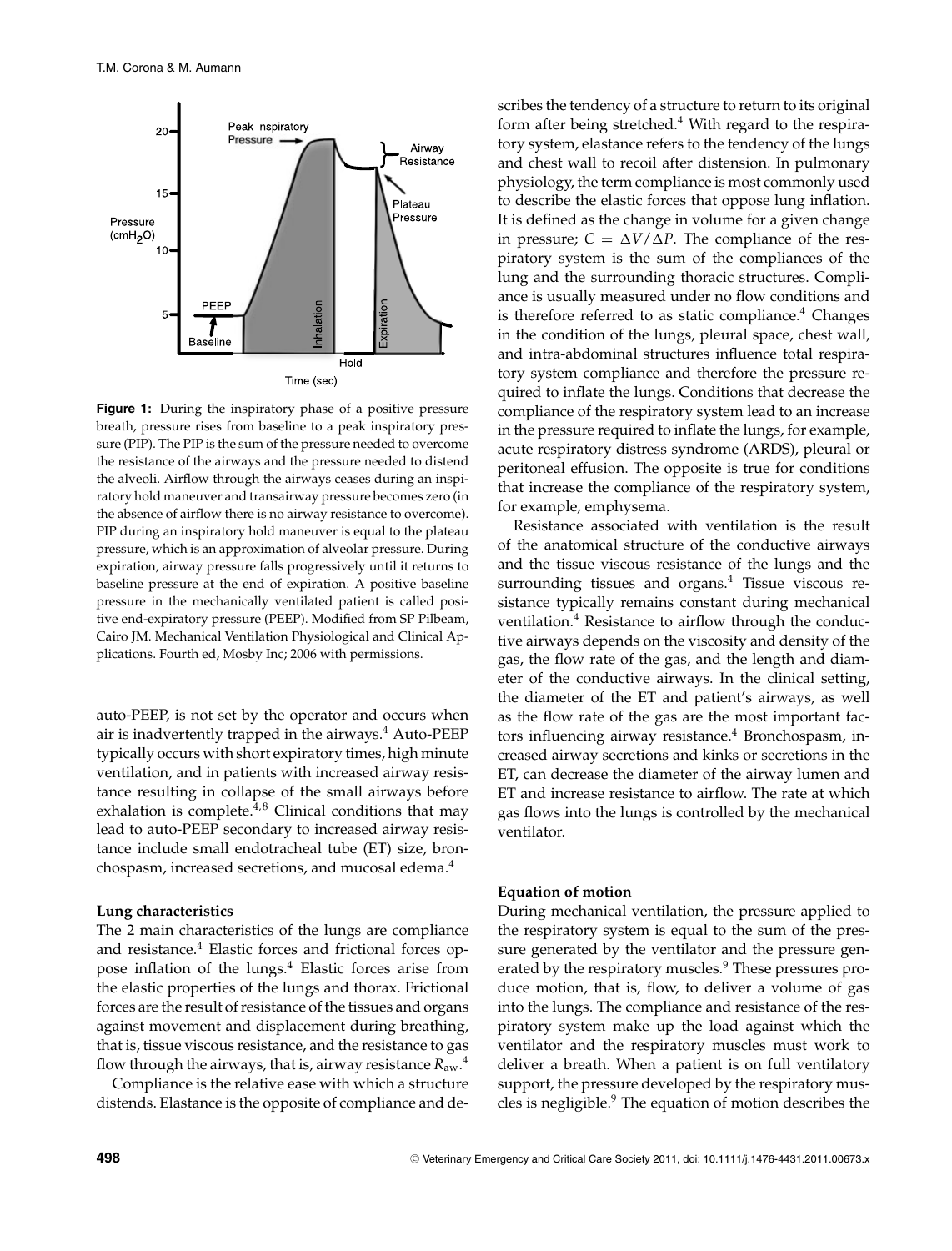**Figure 1:** During the inspiratory phase of a positive pressure breath, pressure rises from baseline to a peak inspiratory pressure (PIP). The PIP is the sum of the pressure needed to overcome the resistance of the airways and the pressure needed to distend the alveoli. Airflow through the airways ceases during an inspiratory hold maneuver and transairway pressure becomes zero (in the absence of airflow there is no airway resistance to overcome). PIP during an inspiratory hold maneuver is equal to the plateau pressure, which is an approximation of alveolar pressure. During expiration, airway pressure falls progressively until it returns to baseline pressure at the end of expiration. A positive baseline pressure in the mechanically ventilated patient is called positive end-expiratory pressure (PEEP). Modified from SP Pilbeam, Cairo JM. Mechanical Ventilation Physiological and Clinical Applications. Fourth ed, Mosby Inc; 2006 with permissions.

auto-PEEP, is not set by the operator and occurs when air is inadvertently trapped in the airways.[4] Auto-PEEP typically occurs with short expiratory times, high minute ventilation, and in patients with increased airway resistance resulting in collapse of the small airways before exhalation is complete.[4,8] Clinical conditions that may lead to auto-PEEP secondary to increased airway resistance include small endotracheal tube (ET) size, bronchospasm, increased secretions, and mucosal edema.[4]

#### Lung characteristics

The 2 main characteristics of the lungs are compliance and resistance.[4] Elastic forces and frictional forces oppose inflation of the lungs.[4] Elastic forces arise from the elastic properties of the lungs and thorax. Frictional forces are the result of resistance of the tissues and organs against movement and displacement during breathing, that is, tissue viscous resistance, and the resistance to gas flow through the airways, that is, airway resistance $R_{aw}$.[4]

Compliance is the relative ease with which a structure distends. Elastance is the opposite of compliance and describes the tendency of a structure to return to its original form after being stretched.[4] With regard to the respiratory system, elastance refers to the tendency of the lungs and chest wall to recoil after distension. In pulmonary physiology, the term compliance is most commonly used to describe the elastic forces that oppose lung inflation. It is defined as the change in volume for a given change in pressure; $C = \Delta V/\Delta P$. The compliance of the respiratory system is the sum of the compliances of the lung and the surrounding thoracic structures. Compliance is usually measured under no flow conditions and is therefore referred to as static compliance.[4] Changes in the condition of the lungs, pleural space, chest wall, and intra-abdominal structures influence total respiratory system compliance and therefore the pressure required to inflate the lungs. Conditions that decrease the compliance of the respiratory system lead to an increase in the pressure required to inflate the lungs, for example, acute respiratory distress syndrome (ARDS), pleural or peritoneal effusion. The opposite is true for conditions that increase the compliance of the respiratory system, for example, emphysema.

Resistance associated with ventilation is the result of the anatomical structure of the conductive airways and the tissue viscous resistance of the lungs and the surrounding tissues and organs.[4] Tissue viscous resistance typically remains constant during mechanical ventilation.[4] Resistance to airflow through the conductive airways depends on the viscosity and density of the gas, the flow rate of the gas, and the length and diameter of the conductive airways. In the clinical setting, the diameter of the ET and patient's airways, as well as the flow rate of the gas are the most important factors influencing airway resistance.[4] Bronchospasm, increased airway secretions and kinks or secretions in the ET, can decrease the diameter of the airway lumen and ET and increase resistance to airflow. The rate at which gas flows into the lungs is controlled by the mechanical ventilator.

#### Equation of motion

During mechanical ventilation, the pressure applied to the respiratory system is equal to the sum of the pressure generated by the ventilator and the pressure generated by the respiratory muscles.[9] These pressures produce motion, that is, flow, to deliver a volume of gas into the lungs. The compliance and resistance of the respiratory system make up the load against which the ventilator and the respiratory muscles must work to deliver a breath. When a patient is on full ventilatory support, the pressure developed by the respiratory muscles is negligible.[9] The equation of motion describes the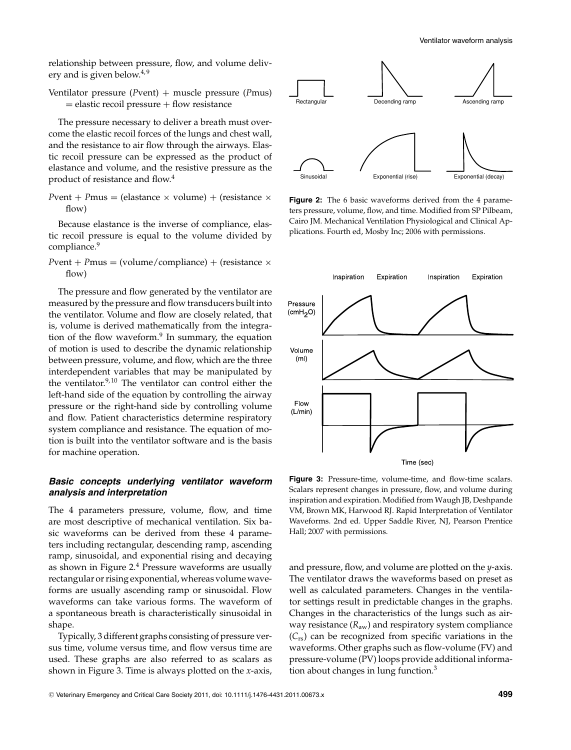relationship between pressure, flow, and volume delivery and is given below.[4,9]

Ventilator pressure ($P$vent) + muscle pressure ($P$mus) = elastic recoil pressure + flow resistance

The pressure necessary to deliver a breath must overcome the elastic recoil forces of the lungs and chest wall, and the resistance to air flow through the airways. Elastic recoil pressure can be expressed as the product of elastance and volume, and the resistive pressure as the product of resistance and flow.[4]

$P$vent + $P$mus = (elastance × volume) + (resistance × flow)

Because elastance is the inverse of compliance, elastic recoil pressure is equal to the volume divided by compliance.[9]

$P$vent + $P$mus = (volume/compliance) + (resistance × flow)

The pressure and flow generated by the ventilator are measured by the pressure and flow transducers built into the ventilator. Volume and flow are closely related, that is, volume is derived mathematically from the integration of the flow waveform.[9] In summary, the equation of motion is used to describe the dynamic relationship between pressure, volume, and flow, which are the three interdependent variables that may be manipulated by the ventilator.[9,10] The ventilator can control either the left-hand side of the equation by controlling the airway pressure or the right-hand side by controlling volume and flow. Patient characteristics determine respiratory system compliance and resistance. The equation of motion is built into the ventilator software and is the basis for machine operation.

### *Basic concepts underlying ventilator waveform analysis and interpretation*

The 4 parameters pressure, volume, flow, and time are most descriptive of mechanical ventilation. Six basic waveforms can be derived from these 4 parameters including rectangular, descending ramp, ascending ramp, sinusoidal, and exponential rising and decaying as shown in Figure 2.[4] Pressure waveforms are usually rectangular or rising exponential, whereas volume waveforms are usually ascending ramp or sinusoidal. Flow waveforms can take various forms. The waveform of a spontaneous breath is characteristically sinusoidal in shape.

Typically, 3 different graphs consisting of pressure versus time, volume versus time, and flow versus time are used. These graphs are also referred to as scalars as shown in Figure 3. Time is always plotted on the $x$-axis, and pressure, flow, and volume are plotted on the $y$-axis. The ventilator draws the waveforms based on preset as well as calculated parameters. Changes in the ventilator settings result in predictable changes in the graphs. Changes in the characteristics of the lungs such as airway resistance ($R_{aw}$) and respiratory system compliance ($C_{rs}$) can be recognized from specific variations in the waveforms. Other graphs such as flow-volume (FV) and pressure-volume (PV) loops provide additional information about changes in lung function.[3]

Rectangular / Decending ramp / Ascending ramp / Sinusoidal / Exponential (rise) / Exponential (decay)

**Figure 2:** The 6 basic waveforms derived from the 4 parameters pressure, volume, flow, and time. Modified from SP Pilbeam, Cairo JM. Mechanical Ventilation Physiological and Clinical Applications. Fourth ed, Mosby Inc; 2006 with permissions.

Inspiration / Expiration / Inspiration / Expiration — Pressure ($cmH_2O$) / Volume (ml) / Flow (L/min) — Time (sec)

**Figure 3:** Pressure-time, volume-time, and flow-time scalars. Scalars represent changes in pressure, flow, and volume during inspiration and expiration. Modified from Waugh JB, Deshpande VM, Brown MK, Harwood RJ. Rapid Interpretation of Ventilator Waveforms. 2nd ed. Upper Saddle River, NJ, Pearson Prentice Hall; 2007 with permissions.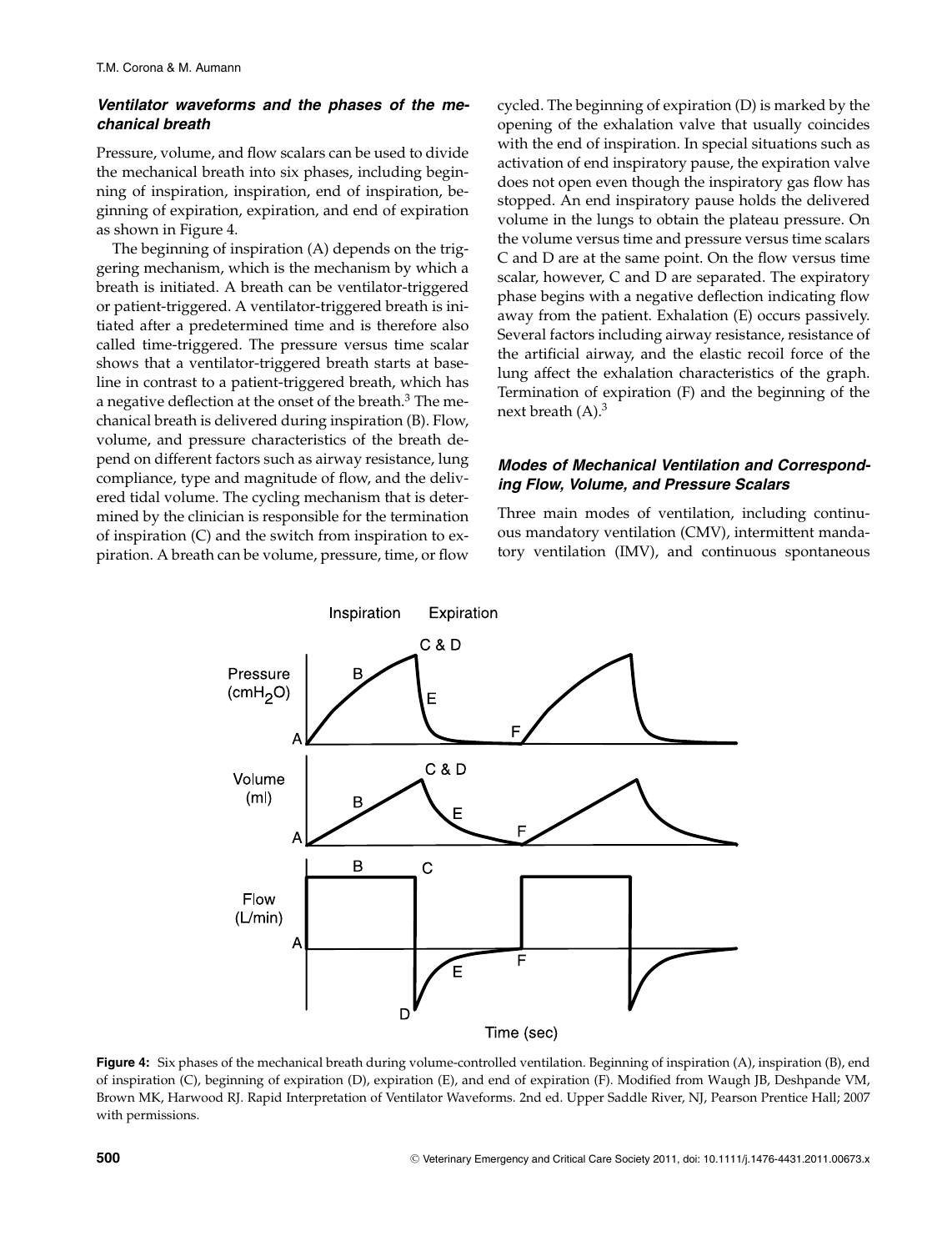### *Ventilator waveforms and the phases of the mechanical breath*

Pressure, volume, and flow scalars can be used to divide the mechanical breath into six phases, including beginning of inspiration, inspiration, end of inspiration, beginning of expiration, expiration, and end of expiration as shown in Figure 4.

The beginning of inspiration (A) depends on the triggering mechanism, which is the mechanism by which a breath is initiated. A breath can be ventilator-triggered or patient-triggered. A ventilator-triggered breath is initiated after a predetermined time and is therefore also called time-triggered. The pressure versus time scalar shows that a ventilator-triggered breath starts at baseline in contrast to a patient-triggered breath, which has a negative deflection at the onset of the breath.[3] The mechanical breath is delivered during inspiration (B). Flow, volume, and pressure characteristics of the breath depend on different factors such as airway resistance, lung compliance, type and magnitude of flow, and the delivered tidal volume. The cycling mechanism that is determined by the clinician is responsible for the termination of inspiration (C) and the switch from inspiration to expiration. A breath can be volume, pressure, time, or flow cycled. The beginning of expiration (D) is marked by the opening of the exhalation valve that usually coincides with the end of inspiration. In special situations such as activation of end inspiratory pause, the expiration valve does not open even though the inspiratory gas flow has stopped. An end inspiratory pause holds the delivered volume in the lungs to obtain the plateau pressure. On the volume versus time and pressure versus time scalars C and D are at the same point. On the flow versus time scalar, however, C and D are separated. The expiratory phase begins with a negative deflection indicating flow away from the patient. Exhalation (E) occurs passively. Several factors including airway resistance, resistance of the artificial airway, and the elastic recoil force of the lung affect the exhalation characteristics of the graph. Termination of expiration (F) and the beginning of the next breath (A).[3]

### *Modes of Mechanical Ventilation and Corresponding Flow, Volume, and Pressure Scalars*

Three main modes of ventilation, including continuous mandatory ventilation (CMV), intermittent mandatory ventilation (IMV), and continuous spontaneous

Inspiration
Expiration
Pressure ($cmH_2O$)
Volume (ml)
Flow (L/min)
A
B
C & D
E
F
C
D
Time (sec)

**Figure 4:** Six phases of the mechanical breath during volume-controlled ventilation. Beginning of inspiration (A), inspiration (B), end of inspiration (C), beginning of expiration (D), expiration (E), and end of expiration (F). Modified from Waugh JB, Deshpande VM, Brown MK, Harwood RJ. Rapid Interpretation of Ventilator Waveforms. 2nd ed. Upper Saddle River, NJ, Pearson Prentice Hall; 2007 with permissions.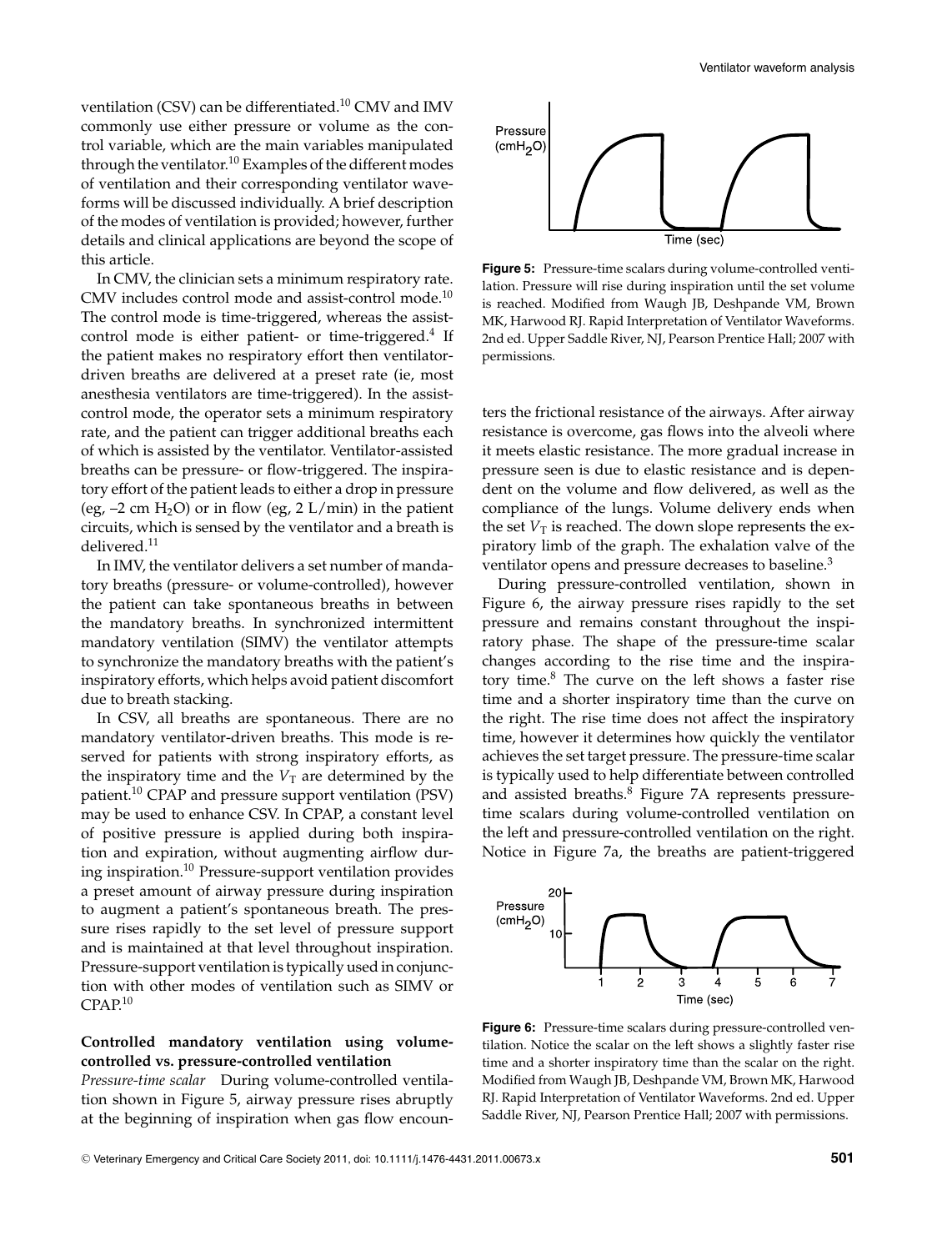ventilation (CSV) can be differentiated.[10] CMV and IMV commonly use either pressure or volume as the control variable, which are the main variables manipulated through the ventilator.[10] Examples of the different modes of ventilation and their corresponding ventilator waveforms will be discussed individually. A brief description of the modes of ventilation is provided; however, further details and clinical applications are beyond the scope of this article.

In CMV, the clinician sets a minimum respiratory rate. CMV includes control mode and assist-control mode.[10] The control mode is time-triggered, whereas the assist-control mode is either patient- or time-triggered.[4] If the patient makes no respiratory effort then ventilator-driven breaths are delivered at a preset rate (ie, most anesthesia ventilators are time-triggered). In the assist-control mode, the operator sets a minimum respiratory rate, and the patient can trigger additional breaths each of which is assisted by the ventilator. Ventilator-assisted breaths can be pressure- or flow-triggered. The inspiratory effort of the patient leads to either a drop in pressure (eg, –2 cm $H_2O$) or in flow (eg, 2 L/min) in the patient circuits, which is sensed by the ventilator and a breath is delivered.[11]

In IMV, the ventilator delivers a set number of mandatory breaths (pressure- or volume-controlled), however the patient can take spontaneous breaths in between the mandatory breaths. In synchronized intermittent mandatory ventilation (SIMV) the ventilator attempts to synchronize the mandatory breaths with the patient's inspiratory efforts, which helps avoid patient discomfort due to breath stacking.

In CSV, all breaths are spontaneous. There are no mandatory ventilator-driven breaths. This mode is reserved for patients with strong inspiratory efforts, as the inspiratory time and the $V_T$ are determined by the patient.[10] CPAP and pressure support ventilation (PSV) may be used to enhance CSV. In CPAP, a constant level of positive pressure is applied during both inspiration and expiration, without augmenting airflow during inspiration.[10] Pressure-support ventilation provides a preset amount of airway pressure during inspiration to augment a patient's spontaneous breath. The pressure rises rapidly to the set level of pressure support and is maintained at that level throughout inspiration. Pressure-support ventilation is typically used in conjunction with other modes of ventilation such as SIMV or CPAP.[10]

### Controlled mandatory ventilation using volume-controlled vs. pressure-controlled ventilation

*Pressure-time scalar* During volume-controlled ventilation shown in Figure 5, airway pressure rises abruptly at the beginning of inspiration when gas flow encounters the frictional resistance of the airways. After airway resistance is overcome, gas flows into the alveoli where it meets elastic resistance. The more gradual increase in pressure seen is due to elastic resistance and is dependent on the volume and flow delivered, as well as the compliance of the lungs. Volume delivery ends when the set $V_T$ is reached. The down slope represents the expiratory limb of the graph. The exhalation valve of the ventilator opens and pressure decreases to baseline.[3]

**Figure 5:** Pressure-time scalars during volume-controlled ventilation. Pressure will rise during inspiration until the set volume is reached. Modified from Waugh JB, Deshpande VM, Brown MK, Harwood RJ. Rapid Interpretation of Ventilator Waveforms. 2nd ed. Upper Saddle River, NJ, Pearson Prentice Hall; 2007 with permissions.

During pressure-controlled ventilation, shown in Figure 6, the airway pressure rises rapidly to the set pressure and remains constant throughout the inspiratory phase. The shape of the pressure-time scalar changes according to the rise time and the inspiratory time.[8] The curve on the left shows a faster rise time and a shorter inspiratory time than the curve on the right. The rise time does not affect the inspiratory time, however it determines how quickly the ventilator achieves the set target pressure. The pressure-time scalar is typically used to help differentiate between controlled and assisted breaths.[8] Figure 7A represents pressure-time scalars during volume-controlled ventilation on the left and pressure-controlled ventilation on the right. Notice in Figure 7a, the breaths are patient-triggered

**Figure 6:** Pressure-time scalars during pressure-controlled ventilation. Notice the scalar on the left shows a slightly faster rise time and a shorter inspiratory time than the scalar on the right. Modified from Waugh JB, Deshpande VM, Brown MK, Harwood RJ. Rapid Interpretation of Ventilator Waveforms. 2nd ed. Upper Saddle River, NJ, Pearson Prentice Hall; 2007 with permissions.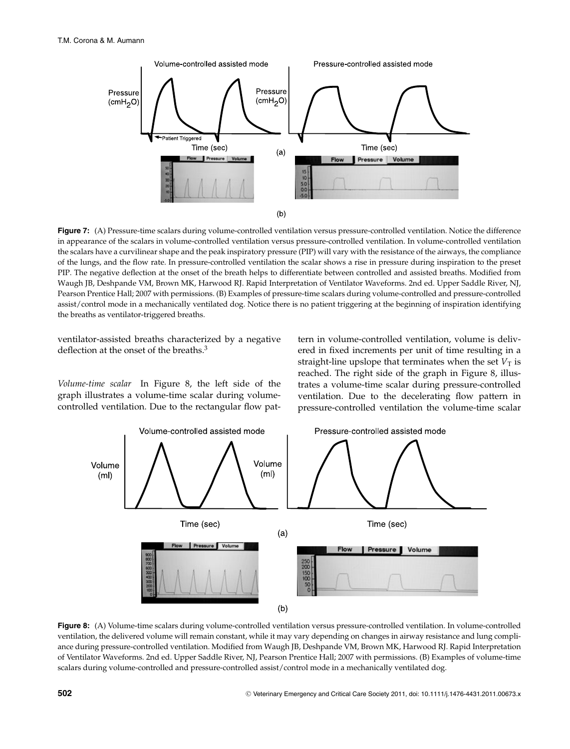**Figure 7:** (A) Pressure-time scalars during volume-controlled ventilation versus pressure-controlled ventilation. Notice the difference in appearance of the scalars in volume-controlled ventilation versus pressure-controlled ventilation. In volume-controlled ventilation the scalars have a curvilinear shape and the peak inspiratory pressure (PIP) will vary with the resistance of the airways, the compliance of the lungs, and the flow rate. In pressure-controlled ventilation the scalar shows a rise in pressure during inspiration to the preset PIP. The negative deflection at the onset of the breath helps to differentiate between controlled and assisted breaths. Modified from Waugh JB, Deshpande VM, Brown MK, Harwood RJ. Rapid Interpretation of Ventilator Waveforms. 2nd ed. Upper Saddle River, NJ, Pearson Prentice Hall; 2007 with permissions. (B) Examples of pressure-time scalars during volume-controlled and pressure-controlled assist/control mode in a mechanically ventilated dog. Notice there is no patient triggering at the beginning of inspiration identifying the breaths as ventilator-triggered breaths.

ventilator-assisted breaths characterized by a negative deflection at the onset of the breaths.[3]

*Volume-time scalar* In Figure 8, the left side of the graph illustrates a volume-time scalar during volume-controlled ventilation. Due to the rectangular flow pattern in volume-controlled ventilation, volume is delivered in fixed increments per unit of time resulting in a straight-line upslope that terminates when the set $V_T$ is reached. The right side of the graph in Figure 8, illustrates a volume-time scalar during pressure-controlled ventilation. Due to the decelerating flow pattern in pressure-controlled ventilation the volume-time scalar

**Figure 8:** (A) Volume-time scalars during volume-controlled ventilation versus pressure-controlled ventilation. In volume-controlled ventilation, the delivered volume will remain constant, while it may vary depending on changes in airway resistance and lung compliance during pressure-controlled ventilation. Modified from Waugh JB, Deshpande VM, Brown MK, Harwood RJ. Rapid Interpretation of Ventilator Waveforms. 2nd ed. Upper Saddle River, NJ, Pearson Prentice Hall; 2007 with permissions. (B) Examples of volume-time scalars during volume-controlled and pressure-controlled assist/control mode in a mechanically ventilated dog.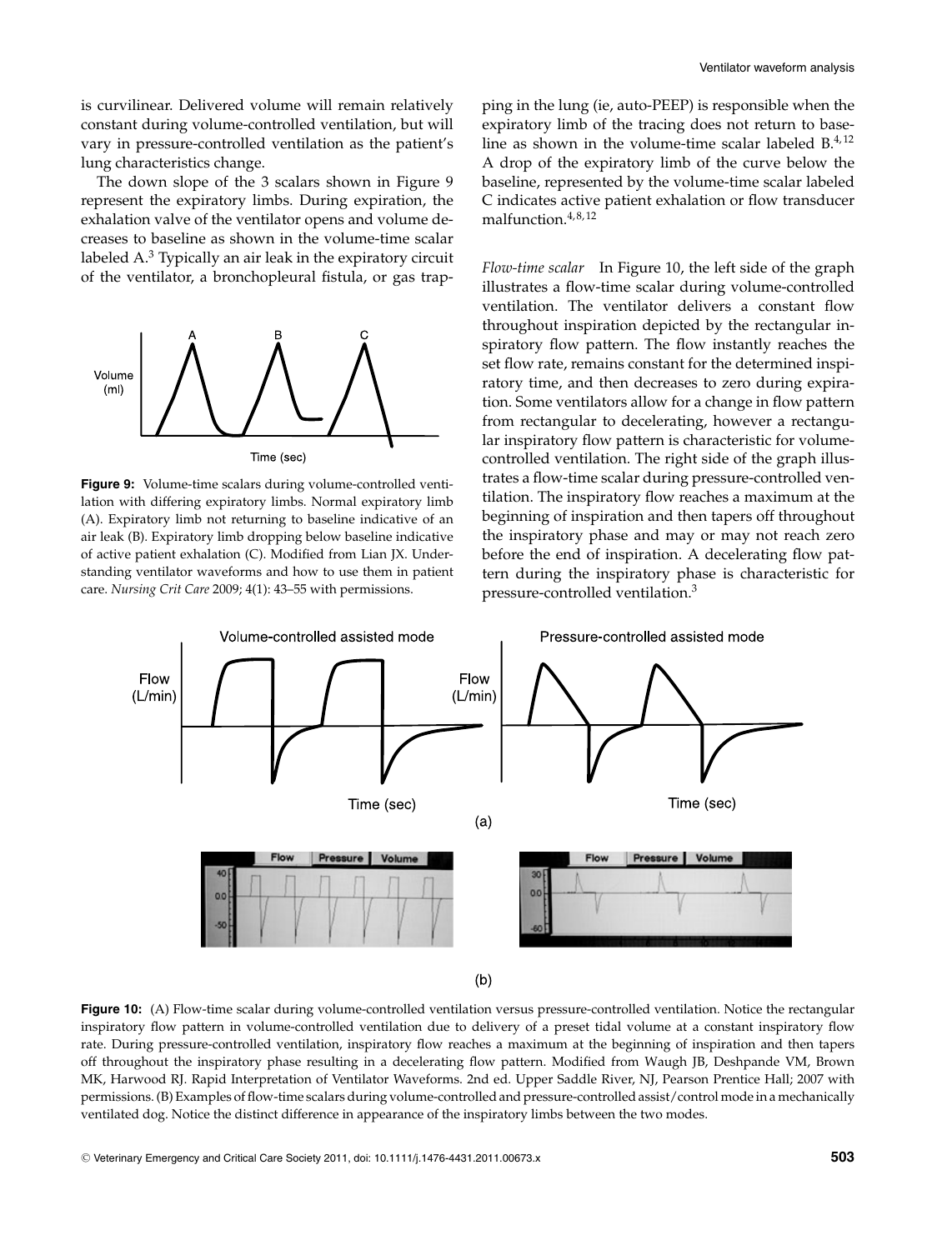is curvilinear. Delivered volume will remain relatively constant during volume-controlled ventilation, but will vary in pressure-controlled ventilation as the patient's lung characteristics change.

The down slope of the 3 scalars shown in Figure 9 represent the expiratory limbs. During expiration, the exhalation valve of the ventilator opens and volume decreases to baseline as shown in the volume-time scalar labeled A.[3] Typically an air leak in the expiratory circuit of the ventilator, a bronchopleural fistula, or gas trapping in the lung (ie, auto-PEEP) is responsible when the expiratory limb of the tracing does not return to baseline as shown in the volume-time scalar labeled B.[4,12] A drop of the expiratory limb of the curve below the baseline, represented by the volume-time scalar labeled C indicates active patient exhalation or flow transducer malfunction.[4,8,12]

**Figure 9:** Volume-time scalars during volume-controlled ventilation with differing expiratory limbs. Normal expiratory limb (A). Expiratory limb not returning to baseline indicative of an air leak (B). Expiratory limb dropping below baseline indicative of active patient exhalation (C). Modified from Lian JX. Understanding ventilator waveforms and how to use them in patient care. *Nursing Crit Care* 2009; 4(1): 43–55 with permissions.

*Flow-time scalar* In Figure 10, the left side of the graph illustrates a flow-time scalar during volume-controlled ventilation. The ventilator delivers a constant flow throughout inspiration depicted by the rectangular inspiratory flow pattern. The flow instantly reaches the set flow rate, remains constant for the determined inspiratory time, and then decreases to zero during expiration. Some ventilators allow for a change in flow pattern from rectangular to decelerating, however a rectangular inspiratory flow pattern is characteristic for volume-controlled ventilation. The right side of the graph illustrates a flow-time scalar during pressure-controlled ventilation. The inspiratory flow reaches a maximum at the beginning of inspiration and then tapers off throughout the inspiratory phase and may or may not reach zero before the end of inspiration. A decelerating flow pattern during the inspiratory phase is characteristic for pressure-controlled ventilation.[3]

**Figure 10:** (A) Flow-time scalar during volume-controlled ventilation versus pressure-controlled ventilation. Notice the rectangular inspiratory flow pattern in volume-controlled ventilation due to delivery of a preset tidal volume at a constant inspiratory flow rate. During pressure-controlled ventilation, inspiratory flow reaches a maximum at the beginning of inspiration and then tapers off throughout the inspiratory phase resulting in a decelerating flow pattern. Modified from Waugh JB, Deshpande VM, Brown MK, Harwood RJ. Rapid Interpretation of Ventilator Waveforms. 2nd ed. Upper Saddle River, NJ, Pearson Prentice Hall; 2007 with permissions. (B) Examples of flow-time scalars during volume-controlled and pressure-controlled assist/control mode in a mechanically ventilated dog. Notice the distinct difference in appearance of the inspiratory limbs between the two modes.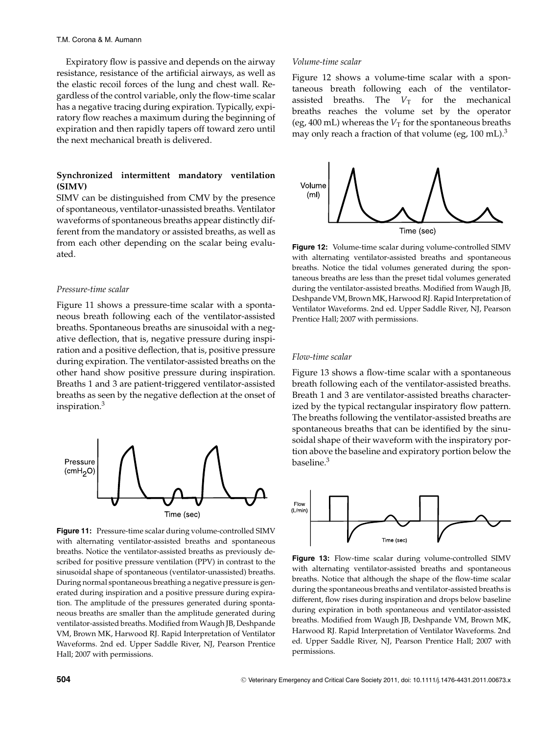Expiratory flow is passive and depends on the airway resistance, resistance of the artificial airways, as well as the elastic recoil forces of the lung and chest wall. Regardless of the control variable, only the flow-time scalar has a negative tracing during expiration. Typically, expiratory flow reaches a maximum during the beginning of expiration and then rapidly tapers off toward zero until the next mechanical breath is delivered.

### Synchronized intermittent mandatory ventilation (SIMV)

SIMV can be distinguished from CMV by the presence of spontaneous, ventilator-unassisted breaths. Ventilator waveforms of spontaneous breaths appear distinctly different from the mandatory or assisted breaths, as well as from each other depending on the scalar being evaluated.

#### *Pressure-time scalar*

Figure 11 shows a pressure-time scalar with a spontaneous breath following each of the ventilator-assisted breaths. Spontaneous breaths are sinusoidal with a negative deflection, that is, negative pressure during inspiration and a positive deflection, that is, positive pressure during expiration. The ventilator-assisted breaths on the other hand show positive pressure during inspiration. Breaths 1 and 3 are patient-triggered ventilator-assisted breaths as seen by the negative deflection at the onset of inspiration.[3]

**Figure 11:** Pressure-time scalar during volume-controlled SIMV with alternating ventilator-assisted breaths and spontaneous breaths. Notice the ventilator-assisted breaths as previously described for positive pressure ventilation (PPV) in contrast to the sinusoidal shape of spontaneous (ventilator-unassisted) breaths. During normal spontaneous breathing a negative pressure is generated during inspiration and a positive pressure during expiration. The amplitude of the pressures generated during spontaneous breaths are smaller than the amplitude generated during ventilator-assisted breaths. Modified from Waugh JB, Deshpande VM, Brown MK, Harwood RJ. Rapid Interpretation of Ventilator Waveforms. 2nd ed. Upper Saddle River, NJ, Pearson Prentice Hall; 2007 with permissions.

#### *Volume-time scalar*

Figure 12 shows a volume-time scalar with a spontaneous breath following each of the ventilator-assisted breaths. The $V_T$ for the mechanical breaths reaches the volume set by the operator (eg, 400 mL) whereas the $V_T$ for the spontaneous breaths may only reach a fraction of that volume (eg, 100 mL).[3]

**Figure 12:** Volume-time scalar during volume-controlled SIMV with alternating ventilator-assisted breaths and spontaneous breaths. Notice the tidal volumes generated during the spontaneous breaths are less than the preset tidal volumes generated during the ventilator-assisted breaths. Modified from Waugh JB, Deshpande VM, Brown MK, Harwood RJ. Rapid Interpretation of Ventilator Waveforms. 2nd ed. Upper Saddle River, NJ, Pearson Prentice Hall; 2007 with permissions.

#### *Flow-time scalar*

Figure 13 shows a flow-time scalar with a spontaneous breath following each of the ventilator-assisted breaths. Breath 1 and 3 are ventilator-assisted breaths characterized by the typical rectangular inspiratory flow pattern. The breaths following the ventilator-assisted breaths are spontaneous breaths that can be identified by the sinusoidal shape of their waveform with the inspiratory portion above the baseline and expiratory portion below the baseline.[3]

**Figure 13:** Flow-time scalar during volume-controlled SIMV with alternating ventilator-assisted breaths and spontaneous breaths. Notice that although the shape of the flow-time scalar during the spontaneous breaths and ventilator-assisted breaths is different, flow rises during inspiration and drops below baseline during expiration in both spontaneous and ventilator-assisted breaths. Modified from Waugh JB, Deshpande VM, Brown MK, Harwood RJ. Rapid Interpretation of Ventilator Waveforms. 2nd ed. Upper Saddle River, NJ, Pearson Prentice Hall; 2007 with permissions.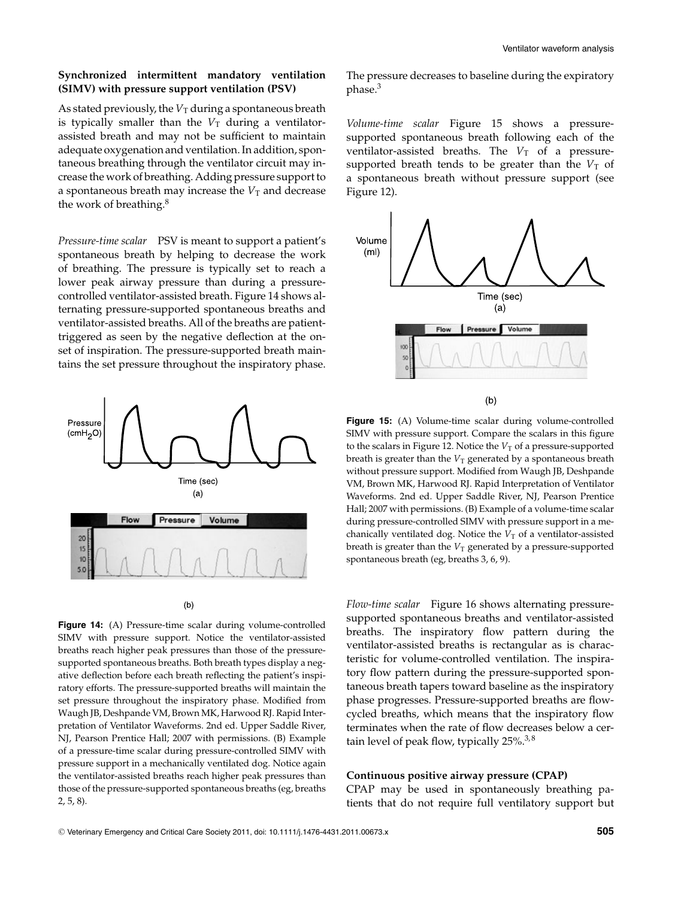**Synchronized intermittent mandatory ventilation (SIMV) with pressure support ventilation (PSV)**

As stated previously, the $V_T$ during a spontaneous breath is typically smaller than the $V_T$ during a ventilator-assisted breath and may not be sufficient to maintain adequate oxygenation and ventilation. In addition, spontaneous breathing through the ventilator circuit may increase the work of breathing. Adding pressure support to a spontaneous breath may increase the $V_T$ and decrease the work of breathing.[8]

*Pressure-time scalar* PSV is meant to support a patient's spontaneous breath by helping to decrease the work of breathing. The pressure is typically set to reach a lower peak airway pressure than during a pressure-controlled ventilator-assisted breath. Figure 14 shows alternating pressure-supported spontaneous breaths and ventilator-assisted breaths. All of the breaths are patient-triggered as seen by the negative deflection at the onset of inspiration. The pressure-supported breath maintains the set pressure throughout the inspiratory phase. The pressure decreases to baseline during the expiratory phase.[3]

**Figure 14:** (A) Pressure-time scalar during volume-controlled SIMV with pressure support. Notice the ventilator-assisted breaths reach higher peak pressures than those of the pressure-supported spontaneous breaths. Both breath types display a negative deflection before each breath reflecting the patient's inspiratory efforts. The pressure-supported breaths will maintain the set pressure throughout the inspiratory phase. Modified from Waugh JB, Deshpande VM, Brown MK, Harwood RJ. Rapid Interpretation of Ventilator Waveforms. 2nd ed. Upper Saddle River, NJ, Pearson Prentice Hall; 2007 with permissions. (B) Example of a pressure-time scalar during pressure-controlled SIMV with pressure support in a mechanically ventilated dog. Notice again the ventilator-assisted breaths reach higher peak pressures than those of the pressure-supported spontaneous breaths (eg, breaths 2, 5, 8).

*Volume-time scalar* Figure 15 shows a pressure-supported spontaneous breath following each of the ventilator-assisted breaths. The $V_T$ of a pressure-supported breath tends to be greater than the $V_T$ of a spontaneous breath without pressure support (see Figure 12).

**Figure 15:** (A) Volume-time scalar during volume-controlled SIMV with pressure support. Compare the scalars in this figure to the scalars in Figure 12. Notice the $V_T$ of a pressure-supported breath is greater than the $V_T$ generated by a spontaneous breath without pressure support. Modified from Waugh JB, Deshpande VM, Brown MK, Harwood RJ. Rapid Interpretation of Ventilator Waveforms. 2nd ed. Upper Saddle River, NJ, Pearson Prentice Hall; 2007 with permissions. (B) Example of a volume-time scalar during pressure-controlled SIMV with pressure support in a mechanically ventilated dog. Notice the $V_T$ of a ventilator-assisted breath is greater than the $V_T$ generated by a pressure-supported spontaneous breath (eg, breaths 3, 6, 9).

*Flow-time scalar* Figure 16 shows alternating pressure-supported spontaneous breaths and ventilator-assisted breaths. The inspiratory flow pattern during the ventilator-assisted breaths is rectangular as is characteristic for volume-controlled ventilation. The inspiratory flow pattern during the pressure-supported spontaneous breath tapers toward baseline as the inspiratory phase progresses. Pressure-supported breaths are flow-cycled breaths, which means that the inspiratory flow terminates when the rate of flow decreases below a certain level of peak flow, typically 25%.[3,8]

**Continuous positive airway pressure (CPAP)**

CPAP may be used in spontaneously breathing patients that do not require full ventilatory support but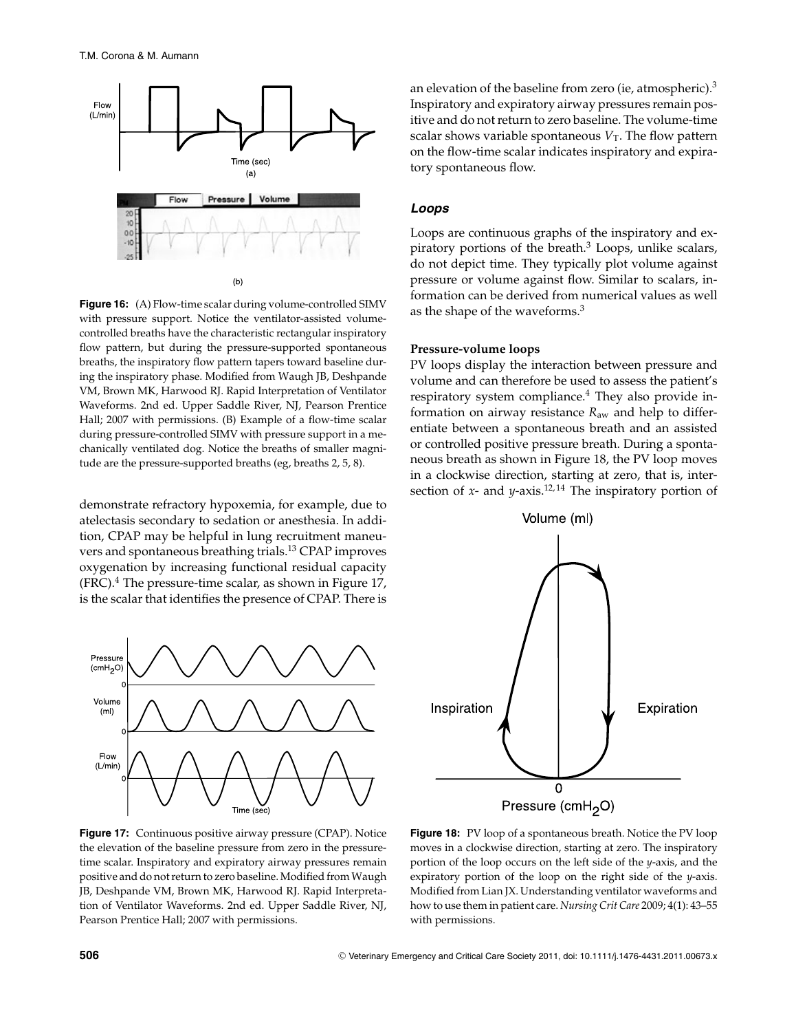**Figure 16:** (A) Flow-time scalar during volume-controlled SIMV with pressure support. Notice the ventilator-assisted volume-controlled breaths have the characteristic rectangular inspiratory flow pattern, but during the pressure-supported spontaneous breaths, the inspiratory flow pattern tapers toward baseline during the inspiratory phase. Modified from Waugh JB, Deshpande VM, Brown MK, Harwood RJ. Rapid Interpretation of Ventilator Waveforms. 2nd ed. Upper Saddle River, NJ, Pearson Prentice Hall; 2007 with permissions. (B) Example of a flow-time scalar during pressure-controlled SIMV with pressure support in a mechanically ventilated dog. Notice the breaths of smaller magnitude are the pressure-supported breaths (eg, breaths 2, 5, 8).

demonstrate refractory hypoxemia, for example, due to atelectasis secondary to sedation or anesthesia. In addition, CPAP may be helpful in lung recruitment maneuvers and spontaneous breathing trials.[13] CPAP improves oxygenation by increasing functional residual capacity (FRC).[4] The pressure-time scalar, as shown in Figure 17, is the scalar that identifies the presence of CPAP. There is an elevation of the baseline from zero (ie, atmospheric).[3] Inspiratory and expiratory airway pressures remain positive and do not return to zero baseline. The volume-time scalar shows variable spontaneous $V_T$. The flow pattern on the flow-time scalar indicates inspiratory and expiratory spontaneous flow.

**Figure 17:** Continuous positive airway pressure (CPAP). Notice the elevation of the baseline pressure from zero in the pressure-time scalar. Inspiratory and expiratory airway pressures remain positive and do not return to zero baseline. Modified from Waugh JB, Deshpande VM, Brown MK, Harwood RJ. Rapid Interpretation of Ventilator Waveforms. 2nd ed. Upper Saddle River, NJ, Pearson Prentice Hall; 2007 with permissions.

### *Loops*

Loops are continuous graphs of the inspiratory and expiratory portions of the breath.[3] Loops, unlike scalars, do not depict time. They typically plot volume against pressure or volume against flow. Similar to scalars, information can be derived from numerical values as well as the shape of the waveforms.[3]

#### Pressure-volume loops

PV loops display the interaction between pressure and volume and can therefore be used to assess the patient's respiratory system compliance.[4] They also provide information on airway resistance $R_{aw}$ and help to differentiate between a spontaneous breath and an assisted or controlled positive pressure breath. During a spontaneous breath as shown in Figure 18, the PV loop moves in a clockwise direction, starting at zero, that is, intersection of *x*- and *y*-axis.[12,14] The inspiratory portion of

**Figure 18:** PV loop of a spontaneous breath. Notice the PV loop moves in a clockwise direction, starting at zero. The inspiratory portion of the loop occurs on the left side of the *y*-axis, and the expiratory portion of the loop on the right side of the *y*-axis. Modified from Lian JX. Understanding ventilator waveforms and how to use them in patient care. *Nursing Crit Care* 2009; 4(1): 43–55 with permissions.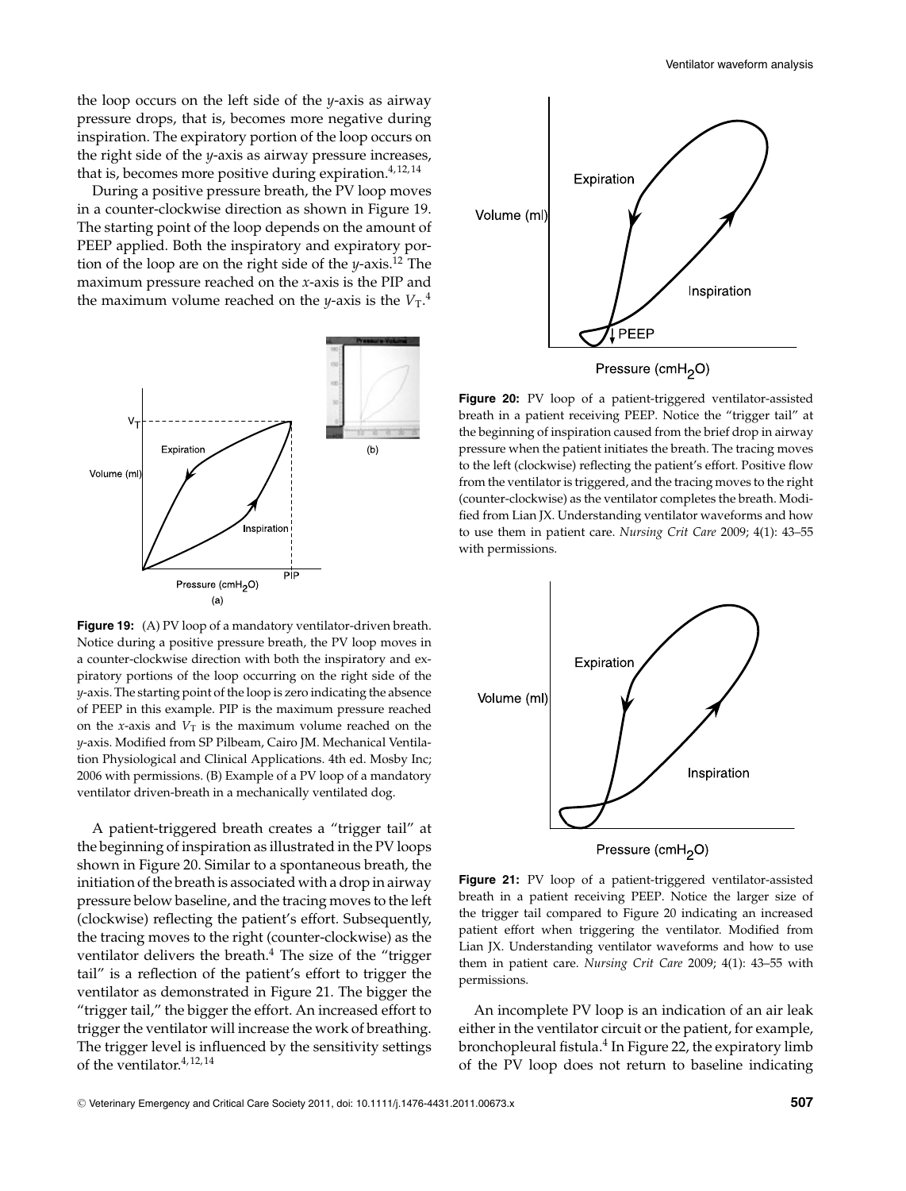the loop occurs on the left side of the *y*-axis as airway pressure drops, that is, becomes more negative during inspiration. The expiratory portion of the loop occurs on the right side of the *y*-axis as airway pressure increases, that is, becomes more positive during expiration.[4,12,14]

During a positive pressure breath, the PV loop moves in a counter-clockwise direction as shown in Figure 19. The starting point of the loop depends on the amount of PEEP applied. Both the inspiratory and expiratory portion of the loop are on the right side of the *y*-axis.[12] The maximum pressure reached on the *x*-axis is the PIP and the maximum volume reached on the *y*-axis is the $V_T$.[4]

**Figure 19:** (A) PV loop of a mandatory ventilator-driven breath. Notice during a positive pressure breath, the PV loop moves in a counter-clockwise direction with both the inspiratory and expiratory portions of the loop occurring on the right side of the *y*-axis. The starting point of the loop is zero indicating the absence of PEEP in this example. PIP is the maximum pressure reached on the *x*-axis and $V_T$ is the maximum volume reached on the *y*-axis. Modified from SP Pilbeam, Cairo JM. Mechanical Ventilation Physiological and Clinical Applications. 4th ed. Mosby Inc; 2006 with permissions. (B) Example of a PV loop of a mandatory ventilator driven-breath in a mechanically ventilated dog.

A patient-triggered breath creates a "trigger tail" at the beginning of inspiration as illustrated in the PV loops shown in Figure 20. Similar to a spontaneous breath, the initiation of the breath is associated with a drop in airway pressure below baseline, and the tracing moves to the left (clockwise) reflecting the patient's effort. Subsequently, the tracing moves to the right (counter-clockwise) as the ventilator delivers the breath.[4] The size of the "trigger tail" is a reflection of the patient's effort to trigger the ventilator as demonstrated in Figure 21. The bigger the "trigger tail," the bigger the effort. An increased effort to trigger the ventilator will increase the work of breathing. The trigger level is influenced by the sensitivity settings of the ventilator.[4,12,14]

**Figure 20:** PV loop of a patient-triggered ventilator-assisted breath in a patient receiving PEEP. Notice the "trigger tail" at the beginning of inspiration caused from the brief drop in airway pressure when the patient initiates the breath. The tracing moves to the left (clockwise) reflecting the patient's effort. Positive flow from the ventilator is triggered, and the tracing moves to the right (counter-clockwise) as the ventilator completes the breath. Modified from Lian JX. Understanding ventilator waveforms and how to use them in patient care. *Nursing Crit Care* 2009; 4(1): 43–55 with permissions.

**Figure 21:** PV loop of a patient-triggered ventilator-assisted breath in a patient receiving PEEP. Notice the larger size of the trigger tail compared to Figure 20 indicating an increased patient effort when triggering the ventilator. Modified from Lian JX. Understanding ventilator waveforms and how to use them in patient care. *Nursing Crit Care* 2009; 4(1): 43–55 with permissions.

An incomplete PV loop is an indication of an air leak either in the ventilator circuit or the patient, for example, bronchopleural fistula.[4] In Figure 22, the expiratory limb of the PV loop does not return to baseline indicating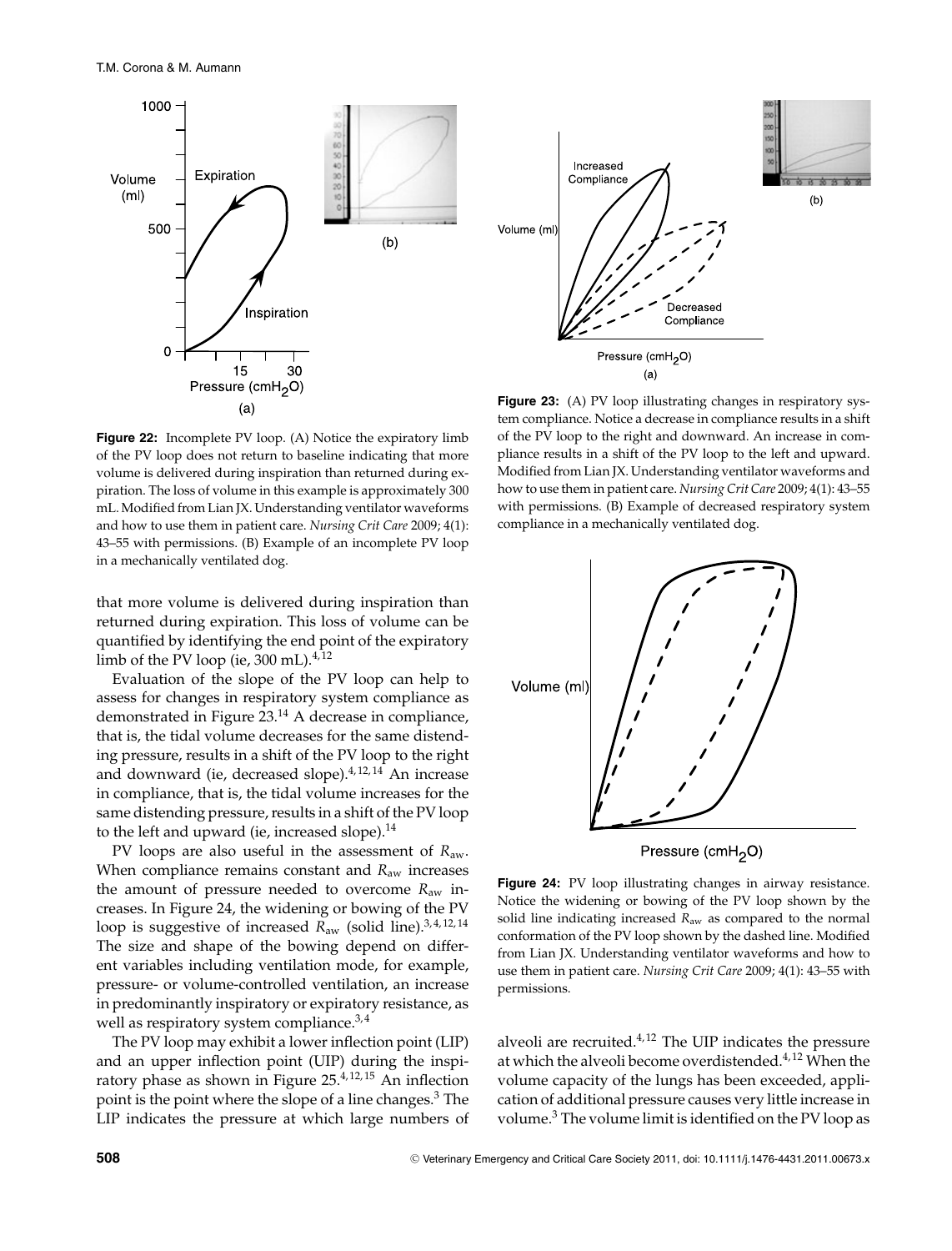**Figure 22:** Incomplete PV loop. (A) Notice the expiratory limb of the PV loop does not return to baseline indicating that more volume is delivered during inspiration than returned during expiration. The loss of volume in this example is approximately 300 mL. Modified from Lian JX. Understanding ventilator waveforms and how to use them in patient care. *Nursing Crit Care* 2009; 4(1): 43–55 with permissions. (B) Example of an incomplete PV loop in a mechanically ventilated dog.

**Figure 23:** (A) PV loop illustrating changes in respiratory system compliance. Notice a decrease in compliance results in a shift of the PV loop to the right and downward. An increase in compliance results in a shift of the PV loop to the left and upward. Modified from Lian JX. Understanding ventilator waveforms and how to use them in patient care. *Nursing Crit Care* 2009; 4(1): 43–55 with permissions. (B) Example of decreased respiratory system compliance in a mechanically ventilated dog.

that more volume is delivered during inspiration than returned during expiration. This loss of volume can be quantified by identifying the end point of the expiratory limb of the PV loop (ie, 300 mL).[4,12]

Evaluation of the slope of the PV loop can help to assess for changes in respiratory system compliance as demonstrated in Figure 23.[14] A decrease in compliance, that is, the tidal volume decreases for the same distending pressure, results in a shift of the PV loop to the right and downward (ie, decreased slope).[4,12,14] An increase in compliance, that is, the tidal volume increases for the same distending pressure, results in a shift of the PV loop to the left and upward (ie, increased slope).[14]

PV loops are also useful in the assessment of $R_{aw}$. When compliance remains constant and $R_{aw}$ increases the amount of pressure needed to overcome $R_{aw}$ increases. In Figure 24, the widening or bowing of the PV loop is suggestive of increased $R_{aw}$ (solid line).[3,4,12,14] The size and shape of the bowing depend on different variables including ventilation mode, for example, pressure- or volume-controlled ventilation, an increase in predominantly inspiratory or expiratory resistance, as well as respiratory system compliance.[3,4]

The PV loop may exhibit a lower inflection point (LIP) and an upper inflection point (UIP) during the inspiratory phase as shown in Figure 25.[4,12,15] An inflection point is the point where the slope of a line changes.[3] The LIP indicates the pressure at which large numbers of alveoli are recruited.[4,12] The UIP indicates the pressure at which the alveoli become overdistended.[4,12] When the volume capacity of the lungs has been exceeded, application of additional pressure causes very little increase in volume.[3] The volume limit is identified on the PV loop as

**Figure 24:** PV loop illustrating changes in airway resistance. Notice the widening or bowing of the PV loop shown by the solid line indicating increased $R_{aw}$ as compared to the normal conformation of the PV loop shown by the dashed line. Modified from Lian JX. Understanding ventilator waveforms and how to use them in patient care. *Nursing Crit Care* 2009; 4(1): 43–55 with permissions.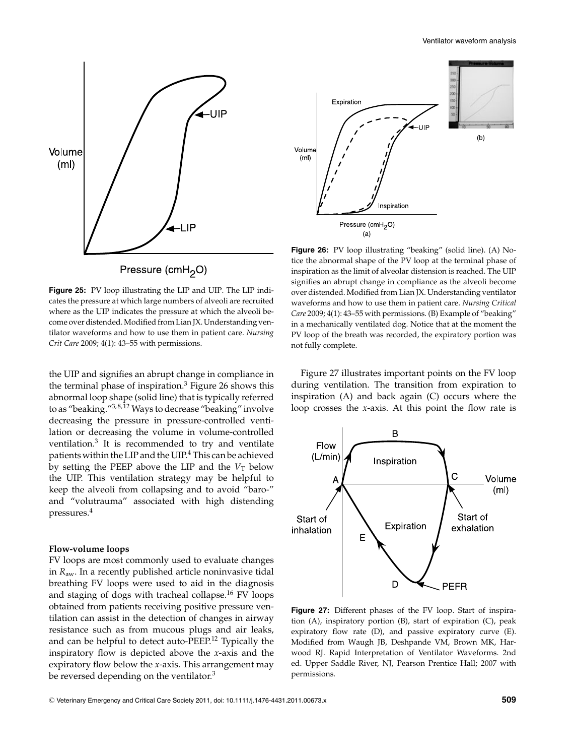Figure 25: PV loop illustrating the LIP and UIP. The LIP indicates the pressure at which large numbers of alveoli are recruited where as the UIP indicates the pressure at which the alveoli become over distended. Modified from Lian JX. Understanding ventilator waveforms and how to use them in patient care. *Nursing Crit Care* 2009; 4(1): 43–55 with permissions.

Figure 26: PV loop illustrating "beaking" (solid line). (A) Notice the abnormal shape of the PV loop at the terminal phase of inspiration as the limit of alveolar distension is reached. The UIP signifies an abrupt change in compliance as the alveoli become over distended. Modified from Lian JX. Understanding ventilator waveforms and how to use them in patient care. *Nursing Critical Care* 2009; 4(1): 43–55 with permissions. (B) Example of "beaking" in a mechanically ventilated dog. Notice that at the moment the PV loop of the breath was recorded, the expiratory portion was not fully complete.

the UIP and signifies an abrupt change in compliance in the terminal phase of inspiration.[3] Figure 26 shows this abnormal loop shape (solid line) that is typically referred to as "beaking."[3,8,12] Ways to decrease "beaking" involve decreasing the pressure in pressure-controlled ventilation or decreasing the volume in volume-controlled ventilation.[3] It is recommended to try and ventilate patients within the LIP and the UIP.[4] This can be achieved by setting the PEEP above the LIP and the $V_T$ below the UIP. This ventilation strategy may be helpful to keep the alveoli from collapsing and to avoid "baro-" and "volutrauma" associated with high distending pressures.[4]

#### Flow-volume loops

FV loops are most commonly used to evaluate changes in $R_{aw}$. In a recently published article noninvasive tidal breathing FV loops were used to aid in the diagnosis and staging of dogs with tracheal collapse.[16] FV loops obtained from patients receiving positive pressure ventilation can assist in the detection of changes in airway resistance such as from mucous plugs and air leaks, and can be helpful to detect auto-PEEP.[12] Typically the inspiratory flow is depicted above the $x$-axis and the expiratory flow below the $x$-axis. This arrangement may be reversed depending on the ventilator.[3]

Figure 27 illustrates important points on the FV loop during ventilation. The transition from expiration to inspiration (A) and back again (C) occurs where the loop crosses the $x$-axis. At this point the flow rate is

Figure 27: Different phases of the FV loop. Start of inspiration (A), inspiratory portion (B), start of expiration (C), peak expiratory flow rate (D), and passive expiratory curve (E). Modified from Waugh JB, Deshpande VM, Brown MK, Harwood RJ. Rapid Interpretation of Ventilator Waveforms. 2nd ed. Upper Saddle River, NJ, Pearson Prentice Hall; 2007 with permissions.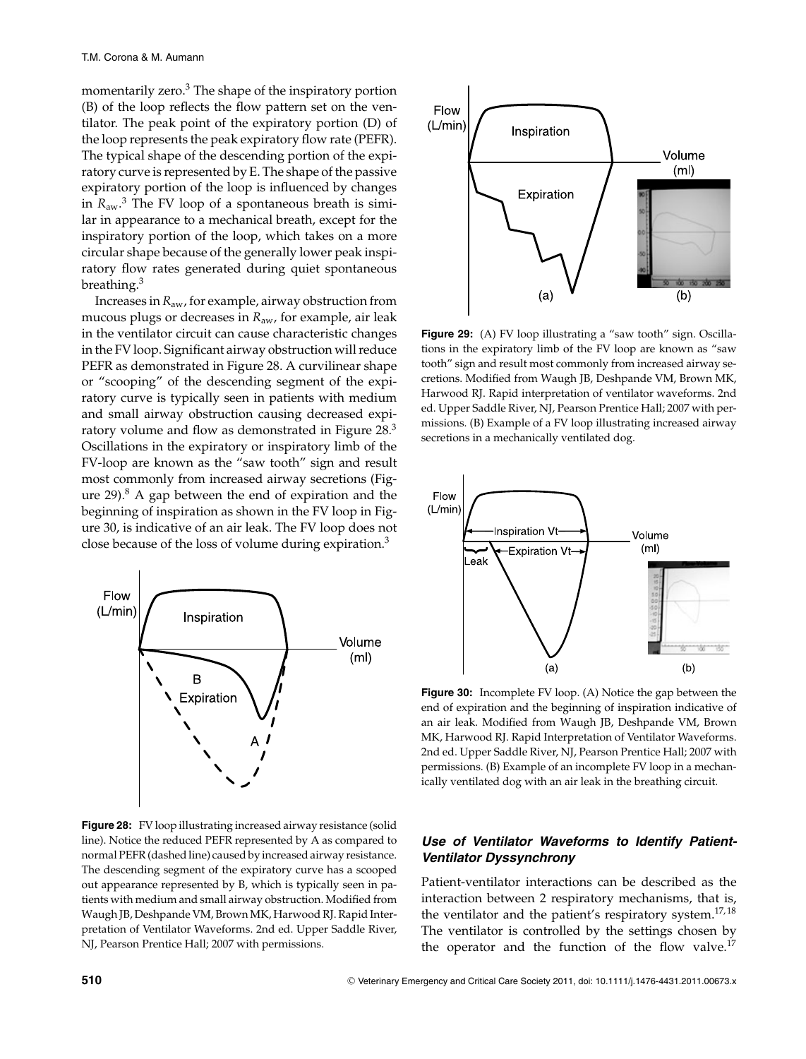momentarily zero.[3] The shape of the inspiratory portion (B) of the loop reflects the flow pattern set on the ventilator. The peak point of the expiratory portion (D) of the loop represents the peak expiratory flow rate (PEFR). The typical shape of the descending portion of the expiratory curve is represented by E. The shape of the passive expiratory portion of the loop is influenced by changes in $R_{aw}$.[3] The FV loop of a spontaneous breath is similar in appearance to a mechanical breath, except for the inspiratory portion of the loop, which takes on a more circular shape because of the generally lower peak inspiratory flow rates generated during quiet spontaneous breathing.[3]

Increases in $R_{aw}$, for example, airway obstruction from mucous plugs or decreases in $R_{aw}$, for example, air leak in the ventilator circuit can cause characteristic changes in the FV loop. Significant airway obstruction will reduce PEFR as demonstrated in Figure 28. A curvilinear shape or "scooping" of the descending segment of the expiratory curve is typically seen in patients with medium and small airway obstruction causing decreased expiratory volume and flow as demonstrated in Figure 28.[3] Oscillations in the expiratory or inspiratory limb of the FV-loop are known as the "saw tooth" sign and result most commonly from increased airway secretions (Figure 29).[8] A gap between the end of expiration and the beginning of inspiration as shown in the FV loop in Figure 30, is indicative of an air leak. The FV loop does not close because of the loss of volume during expiration.[3]

**Figure 28:** FV loop illustrating increased airway resistance (solid line). Notice the reduced PEFR represented by A as compared to normal PEFR (dashed line) caused by increased airway resistance. The descending segment of the expiratory curve has a scooped out appearance represented by B, which is typically seen in patients with medium and small airway obstruction. Modified from Waugh JB, Deshpande VM, Brown MK, Harwood RJ. Rapid Interpretation of Ventilator Waveforms. 2nd ed. Upper Saddle River, NJ, Pearson Prentice Hall; 2007 with permissions.

**Figure 29:** (A) FV loop illustrating a "saw tooth" sign. Oscillations in the expiratory limb of the FV loop are known as "saw tooth" sign and result most commonly from increased airway secretions. Modified from Waugh JB, Deshpande VM, Brown MK, Harwood RJ. Rapid interpretation of ventilator waveforms. 2nd ed. Upper Saddle River, NJ, Pearson Prentice Hall; 2007 with permissions. (B) Example of a FV loop illustrating increased airway secretions in a mechanically ventilated dog.

**Figure 30:** Incomplete FV loop. (A) Notice the gap between the end of expiration and the beginning of inspiration indicative of an air leak. Modified from Waugh JB, Deshpande VM, Brown MK, Harwood RJ. Rapid Interpretation of Ventilator Waveforms. 2nd ed. Upper Saddle River, NJ, Pearson Prentice Hall; 2007 with permissions. (B) Example of an incomplete FV loop in a mechanically ventilated dog with an air leak in the breathing circuit.

### *Use of Ventilator Waveforms to Identify Patient-Ventilator Dyssynchrony*

Patient-ventilator interactions can be described as the interaction between 2 respiratory mechanisms, that is, the ventilator and the patient's respiratory system.[17,18] The ventilator is controlled by the settings chosen by the operator and the function of the flow valve.[17]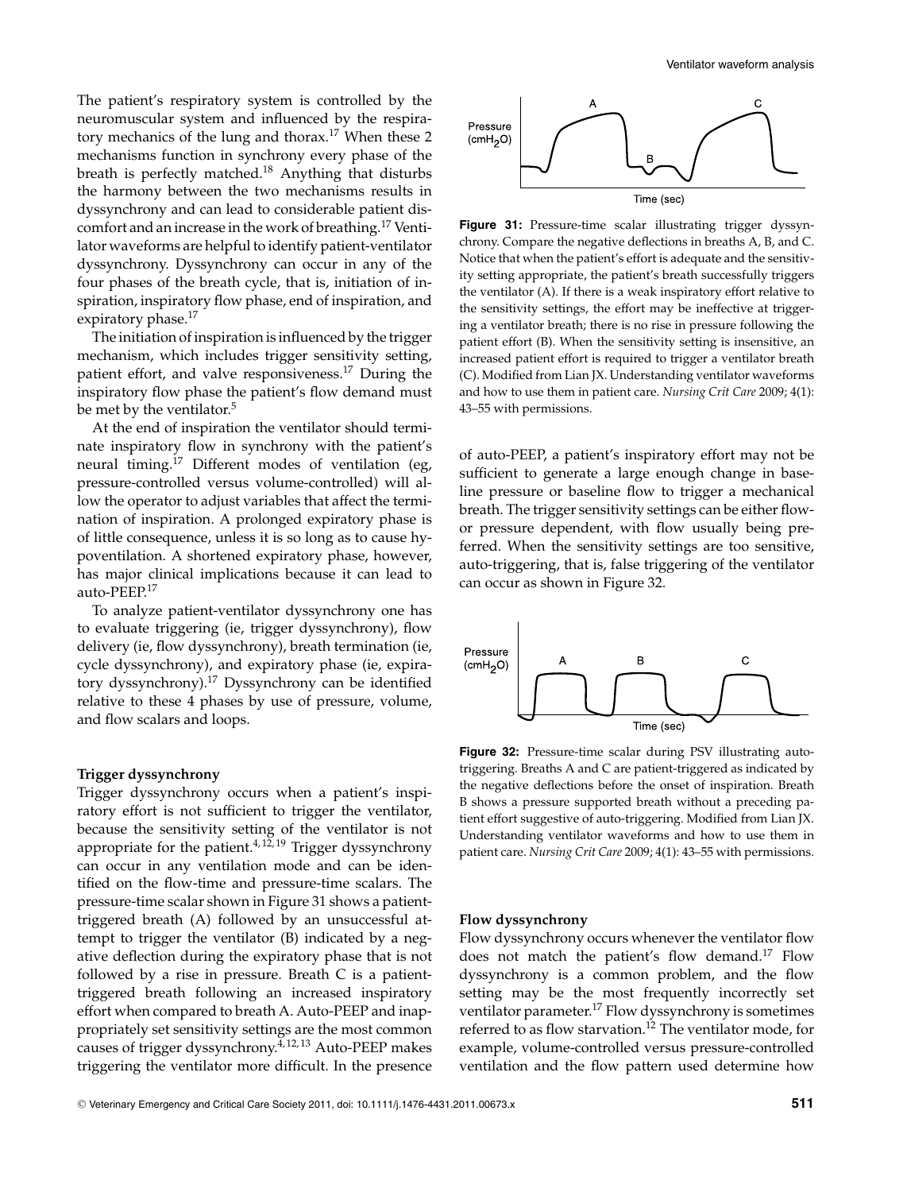The patient's respiratory system is controlled by the neuromuscular system and influenced by the respiratory mechanics of the lung and thorax.[17] When these 2 mechanisms function in synchrony every phase of the breath is perfectly matched.[18] Anything that disturbs the harmony between the two mechanisms results in dyssynchrony and can lead to considerable patient discomfort and an increase in the work of breathing.[17] Ventilator waveforms are helpful to identify patient-ventilator dyssynchrony. Dyssynchrony can occur in any of the four phases of the breath cycle, that is, initiation of inspiration, inspiratory flow phase, end of inspiration, and expiratory phase.[17]

The initiation of inspiration is influenced by the trigger mechanism, which includes trigger sensitivity setting, patient effort, and valve responsiveness.[17] During the inspiratory flow phase the patient's flow demand must be met by the ventilator.[5]

At the end of inspiration the ventilator should terminate inspiratory flow in synchrony with the patient's neural timing.[17] Different modes of ventilation (eg, pressure-controlled versus volume-controlled) will allow the operator to adjust variables that affect the termination of inspiration. A prolonged expiratory phase is of little consequence, unless it is so long as to cause hypoventilation. A shortened expiratory phase, however, has major clinical implications because it can lead to auto-PEEP.[17]

To analyze patient-ventilator dyssynchrony one has to evaluate triggering (ie, trigger dyssynchrony), flow delivery (ie, flow dyssynchrony), breath termination (ie, cycle dyssynchrony), and expiratory phase (ie, expiratory dyssynchrony).[17] Dyssynchrony can be identified relative to these 4 phases by use of pressure, volume, and flow scalars and loops.

### Trigger dyssynchrony

Trigger dyssynchrony occurs when a patient's inspiratory effort is not sufficient to trigger the ventilator, because the sensitivity setting of the ventilator is not appropriate for the patient.[4,12,19] Trigger dyssynchrony can occur in any ventilation mode and can be identified on the flow-time and pressure-time scalars. The pressure-time scalar shown in Figure 31 shows a patient-triggered breath (A) followed by an unsuccessful attempt to trigger the ventilator (B) indicated by a negative deflection during the expiratory phase that is not followed by a rise in pressure. Breath C is a patient-triggered breath following an increased inspiratory effort when compared to breath A. Auto-PEEP and inappropriately set sensitivity settings are the most common causes of trigger dyssynchrony.[4,12,13] Auto-PEEP makes triggering the ventilator more difficult. In the presence of auto-PEEP, a patient's inspiratory effort may not be sufficient to generate a large enough change in baseline pressure or baseline flow to trigger a mechanical breath. The trigger sensitivity settings can be either flow- or pressure dependent, with flow usually being preferred. When the sensitivity settings are too sensitive, auto-triggering, that is, false triggering of the ventilator can occur as shown in Figure 32.

**Figure 31:** Pressure-time scalar illustrating trigger dyssynchrony. Compare the negative deflections in breaths A, B, and C. Notice that when the patient's effort is adequate and the sensitivity setting appropriate, the patient's breath successfully triggers the ventilator (A). If there is a weak inspiratory effort relative to the sensitivity settings, the effort may be ineffective at triggering a ventilator breath; there is no rise in pressure following the patient effort (B). When the sensitivity setting is insensitive, an increased patient effort is required to trigger a ventilator breath (C). Modified from Lian JX. Understanding ventilator waveforms and how to use them in patient care. *Nursing Crit Care* 2009; 4(1): 43–55 with permissions.

**Figure 32:** Pressure-time scalar during PSV illustrating auto-triggering. Breaths A and C are patient-triggered as indicated by the negative deflections before the onset of inspiration. Breath B shows a pressure supported breath without a preceding patient effort suggestive of auto-triggering. Modified from Lian JX. Understanding ventilator waveforms and how to use them in patient care. *Nursing Crit Care* 2009; 4(1): 43–55 with permissions.

### Flow dyssynchrony

Flow dyssynchrony occurs whenever the ventilator flow does not match the patient's flow demand.[17] Flow dyssynchrony is a common problem, and the flow setting may be the most frequently incorrectly set ventilator parameter.[17] Flow dyssynchrony is sometimes referred to as flow starvation.[12] The ventilator mode, for example, volume-controlled versus pressure-controlled ventilation and the flow pattern used determine how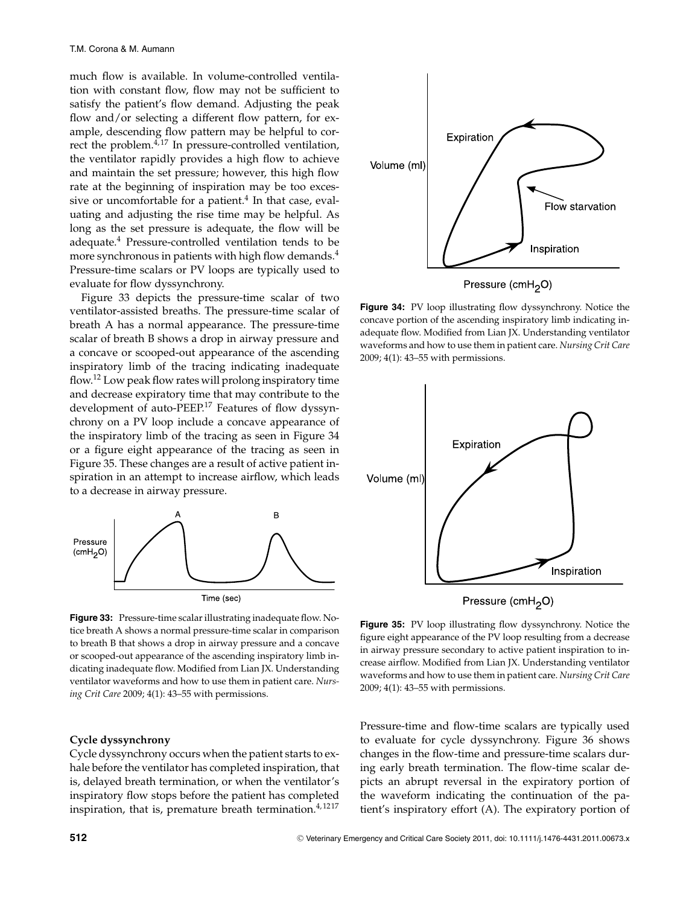much flow is available. In volume-controlled ventilation with constant flow, flow may not be sufficient to satisfy the patient's flow demand. Adjusting the peak flow and/or selecting a different flow pattern, for example, descending flow pattern may be helpful to correct the problem.[4,17] In pressure-controlled ventilation, the ventilator rapidly provides a high flow to achieve and maintain the set pressure; however, this high flow rate at the beginning of inspiration may be too excessive or uncomfortable for a patient.[4] In that case, evaluating and adjusting the rise time may be helpful. As long as the set pressure is adequate, the flow will be adequate.[4] Pressure-controlled ventilation tends to be more synchronous in patients with high flow demands.[4] Pressure-time scalars or PV loops are typically used to evaluate for flow dyssynchrony.

Figure 33 depicts the pressure-time scalar of two ventilator-assisted breaths. The pressure-time scalar of breath A has a normal appearance. The pressure-time scalar of breath B shows a drop in airway pressure and a concave or scooped-out appearance of the ascending inspiratory limb of the tracing indicating inadequate flow.[12] Low peak flow rates will prolong inspiratory time and decrease expiratory time that may contribute to the development of auto-PEEP.[17] Features of flow dyssynchrony on a PV loop include a concave appearance of the inspiratory limb of the tracing as seen in Figure 34 or a figure eight appearance of the tracing as seen in Figure 35. These changes are a result of active patient inspiration in an attempt to increase airflow, which leads to a decrease in airway pressure.

**Figure 33:** Pressure-time scalar illustrating inadequate flow. Notice breath A shows a normal pressure-time scalar in comparison to breath B that shows a drop in airway pressure and a concave or scooped-out appearance of the ascending inspiratory limb indicating inadequate flow. Modified from Lian JX. Understanding ventilator waveforms and how to use them in patient care. *Nursing Crit Care* 2009; 4(1): 43–55 with permissions.

**Figure 34:** PV loop illustrating flow dyssynchrony. Notice the concave portion of the ascending inspiratory limb indicating inadequate flow. Modified from Lian JX. Understanding ventilator waveforms and how to use them in patient care. *Nursing Crit Care* 2009; 4(1): 43–55 with permissions.

**Figure 35:** PV loop illustrating flow dyssynchrony. Notice the figure eight appearance of the PV loop resulting from a decrease in airway pressure secondary to active patient inspiration to increase airflow. Modified from Lian JX. Understanding ventilator waveforms and how to use them in patient care. *Nursing Crit Care* 2009; 4(1): 43–55 with permissions.

### Cycle dyssynchrony

Cycle dyssynchrony occurs when the patient starts to exhale before the ventilator has completed inspiration, that is, delayed breath termination, or when the ventilator's inspiratory flow stops before the patient has completed inspiration, that is, premature breath termination.[4,12,17]

Pressure-time and flow-time scalars are typically used to evaluate for cycle dyssynchrony. Figure 36 shows changes in the flow-time and pressure-time scalars during early breath termination. The flow-time scalar depicts an abrupt reversal in the expiratory portion of the waveform indicating the continuation of the patient's inspiratory effort (A). The expiratory portion of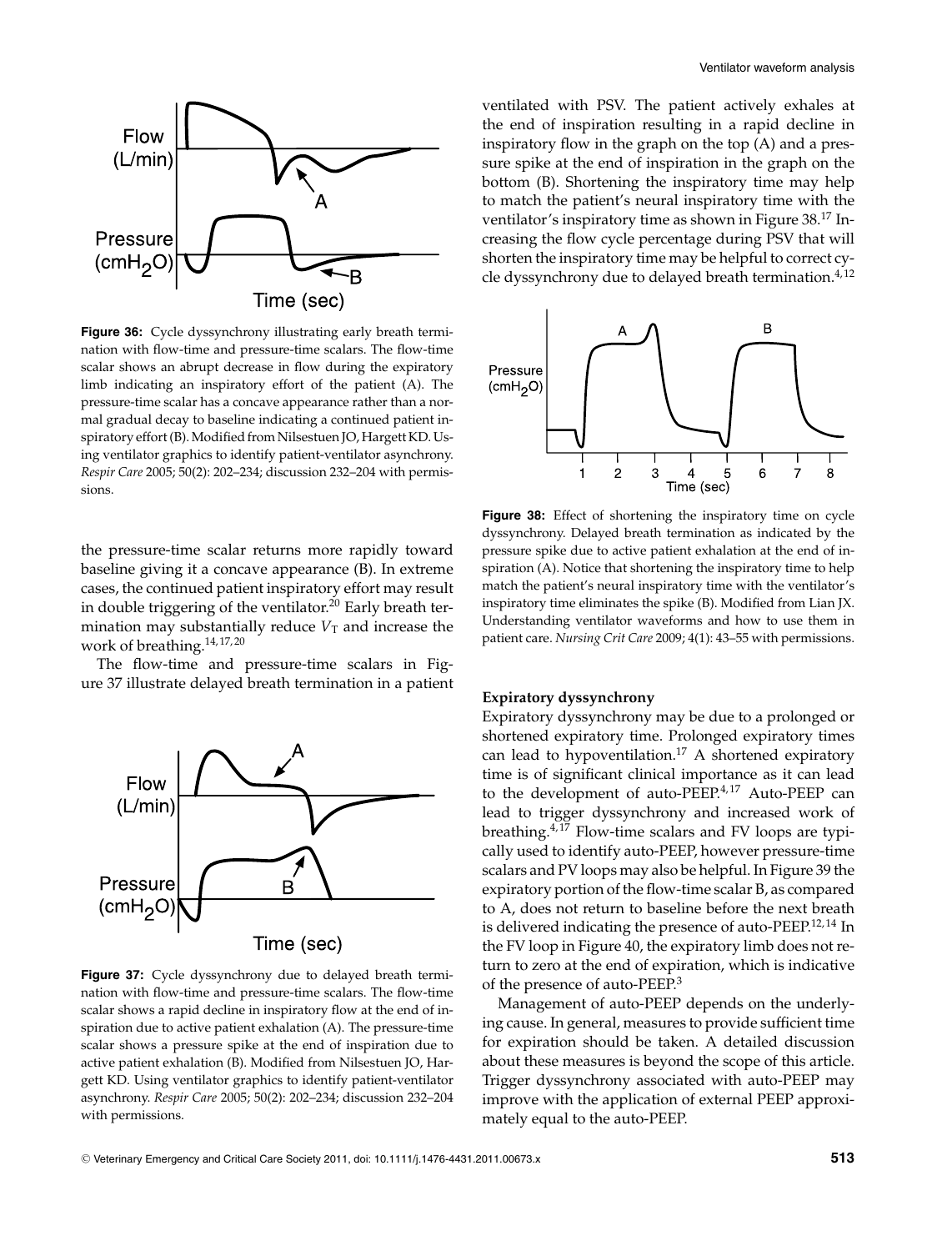**Figure 36:** Cycle dyssynchrony illustrating early breath termination with flow-time and pressure-time scalars. The flow-time scalar shows an abrupt decrease in flow during the expiratory limb indicating an inspiratory effort of the patient (A). The pressure-time scalar has a concave appearance rather than a normal gradual decay to baseline indicating a continued patient inspiratory effort (B). Modified from Nilsestuen JO, Hargett KD. Using ventilator graphics to identify patient-ventilator asynchrony. *Respir Care* 2005; 50(2): 202–234; discussion 232–204 with permissions.

the pressure-time scalar returns more rapidly toward baseline giving it a concave appearance (B). In extreme cases, the continued patient inspiratory effort may result in double triggering of the ventilator.[20] Early breath termination may substantially reduce $V_T$ and increase the work of breathing.[14,17,20]

The flow-time and pressure-time scalars in Figure 37 illustrate delayed breath termination in a patient ventilated with PSV. The patient actively exhales at the end of inspiration resulting in a rapid decline in inspiratory flow in the graph on the top (A) and a pressure spike at the end of inspiration in the graph on the bottom (B). Shortening the inspiratory time may help to match the patient's neural inspiratory time with the ventilator's inspiratory time as shown in Figure 38.[17] Increasing the flow cycle percentage during PSV that will shorten the inspiratory time may be helpful to correct cycle dyssynchrony due to delayed breath termination.[4,12]

**Figure 37:** Cycle dyssynchrony due to delayed breath termination with flow-time and pressure-time scalars. The flow-time scalar shows a rapid decline in inspiratory flow at the end of inspiration due to active patient exhalation (A). The pressure-time scalar shows a pressure spike at the end of inspiration due to active patient exhalation (B). Modified from Nilsestuen JO, Hargett KD. Using ventilator graphics to identify patient-ventilator asynchrony. *Respir Care* 2005; 50(2): 202–234; discussion 232–204 with permissions.

**Figure 38:** Effect of shortening the inspiratory time on cycle dyssynchrony. Delayed breath termination as indicated by the pressure spike due to active patient exhalation at the end of inspiration (A). Notice that shortening the inspiratory time to help match the patient's neural inspiratory time with the ventilator's inspiratory time eliminates the spike (B). Modified from Lian JX. Understanding ventilator waveforms and how to use them in patient care. *Nursing Crit Care* 2009; 4(1): 43–55 with permissions.

#### Expiratory dyssynchrony

Expiratory dyssynchrony may be due to a prolonged or shortened expiratory time. Prolonged expiratory times can lead to hypoventilation.[17] A shortened expiratory time is of significant clinical importance as it can lead to the development of auto-PEEP.[4,17] Auto-PEEP can lead to trigger dyssynchrony and increased work of breathing.[4,17] Flow-time scalars and FV loops are typically used to identify auto-PEEP, however pressure-time scalars and PV loops may also be helpful. In Figure 39 the expiratory portion of the flow-time scalar B, as compared to A, does not return to baseline before the next breath is delivered indicating the presence of auto-PEEP.[12,14] In the FV loop in Figure 40, the expiratory limb does not return to zero at the end of expiration, which is indicative of the presence of auto-PEEP.[3]

Management of auto-PEEP depends on the underlying cause. In general, measures to provide sufficient time for expiration should be taken. A detailed discussion about these measures is beyond the scope of this article. Trigger dyssynchrony associated with auto-PEEP may improve with the application of external PEEP approximately equal to the auto-PEEP.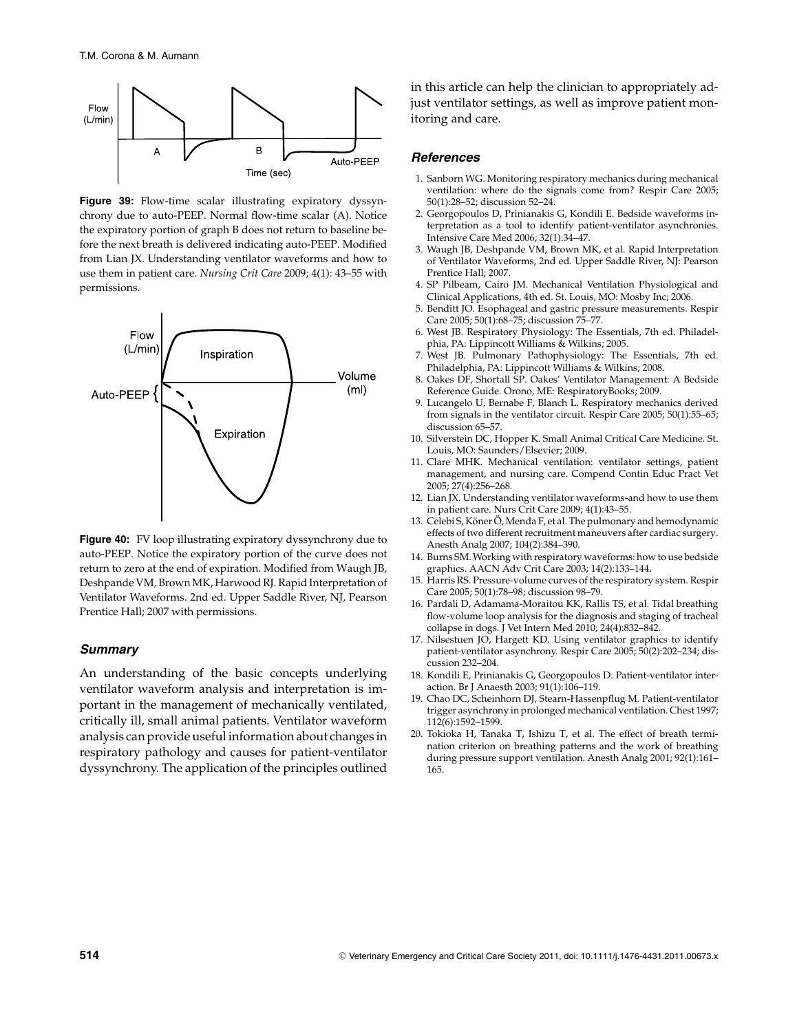Flow (L/min)

A

B

Time (sec)

Auto-PEEP

**Figure 39:** Flow-time scalar illustrating expiratory dyssynchrony due to auto-PEEP. Normal flow-time scalar (A). Notice the expiratory portion of graph B does not return to baseline before the next breath is delivered indicating auto-PEEP. Modified from Lian JX. Understanding ventilator waveforms and how to use them in patient care. *Nursing Crit Care* 2009; 4(1): 43–55 with permissions.

Flow (L/min)

Inspiration

Volume (ml)

Auto-PEEP

Expiration

**Figure 40:** FV loop illustrating expiratory dyssynchrony due to auto-PEEP. Notice the expiratory portion of the curve does not return to zero at the end of expiration. Modified from Waugh JB, Deshpande VM, Brown MK, Harwood RJ. Rapid Interpretation of Ventilator Waveforms. 2nd ed. Upper Saddle River, NJ, Pearson Prentice Hall; 2007 with permissions.

### *Summary*

An understanding of the basic concepts underlying ventilator waveform analysis and interpretation is important in the management of mechanically ventilated, critically ill, small animal patients. Ventilator waveform analysis can provide useful information about changes in respiratory pathology and causes for patient-ventilator dyssynchrony. The application of the principles outlined in this article can help the clinician to appropriately adjust ventilator settings, as well as improve patient monitoring and care.

### *References*

1. Sanborn WG. Monitoring respiratory mechanics during mechanical ventilation: where do the signals come from? Respir Care 2005; 50(1):28–52; discussion 52–24.
2. Georgopoulos D, Prinianakis G, Kondili E. Bedside waveforms interpretation as a tool to identify patient-ventilator asynchronies. Intensive Care Med 2006; 32(1):34–47.
3. Waugh JB, Deshpande VM, Brown MK, et al. Rapid Interpretation of Ventilator Waveforms, 2nd ed. Upper Saddle River, NJ: Pearson Prentice Hall; 2007.
4. SP Pilbeam, Cairo JM. Mechanical Ventilation Physiological and Clinical Applications, 4th ed. St. Louis, MO: Mosby Inc; 2006.
5. Benditt JO. Esophageal and gastric pressure measurements. Respir Care 2005; 50(1):68–75; discussion 75–77.
6. West JB. Respiratory Physiology: The Essentials, 7th ed. Philadelphia, PA: Lippincott Williams & Wilkins; 2005.
7. West JB. Pulmonary Pathophysiology: The Essentials, 7th ed. Philadelphia, PA: Lippincott Williams & Wilkins; 2008.
8. Oakes DF, Shortall SP. Oakes' Ventilator Management: A Bedside Reference Guide. Orono, ME: RespiratoryBooks; 2009.
9. Lucangelo U, Bernabe F, Blanch L. Respiratory mechanics derived from signals in the ventilator circuit. Respir Care 2005; 50(1):55–65; discussion 65–57.
10. Silverstein DC, Hopper K. Small Animal Critical Care Medicine. St. Louis, MO: Saunders/Elsevier; 2009.
11. Clare MHK. Mechanical ventilation: ventilator settings, patient management, and nursing care. Compend Contin Educ Pract Vet 2005; 27(4):256–268.
12. Lian JX. Understanding ventilator waveforms-and how to use them in patient care. Nurs Crit Care 2009; 4(1):43–55.
13. Celebi S, Köner Ö, Menda F, et al. The pulmonary and hemodynamic effects of two different recruitment maneuvers after cardiac surgery. Anesth Analg 2007; 104(2):384–390.
14. Burns SM. Working with respiratory waveforms: how to use bedside graphics. AACN Adv Crit Care 2003; 14(2):133–144.
15. Harris RS. Pressure-volume curves of the respiratory system. Respir Care 2005; 50(1):78–98; discussion 98–79.
16. Pardali D, Adamama-Moraitou KK, Rallis TS, et al. Tidal breathing flow-volume loop analysis for the diagnosis and staging of tracheal collapse in dogs. J Vet Intern Med 2010; 24(4):832–842.
17. Nilsestuen JO, Hargett KD. Using ventilator graphics to identify patient-ventilator asynchrony. Respir Care 2005; 50(2):202–234; discussion 232–204.
18. Kondili E, Prinianakis G, Georgopoulos D. Patient-ventilator interaction. Br J Anaesth 2003; 91(1):106–119.
19. Chao DC, Scheinhorn DJ, Stearn-Hassenpflug M. Patient-ventilator trigger asynchrony in prolonged mechanical ventilation. Chest 1997; 112(6):1592–1599.
20. Tokioka H, Tanaka T, Ishizu T, et al. The effect of breath termination criterion on breathing patterns and the work of breathing during pressure support ventilation. Anesth Analg 2001; 92(1):161–165.